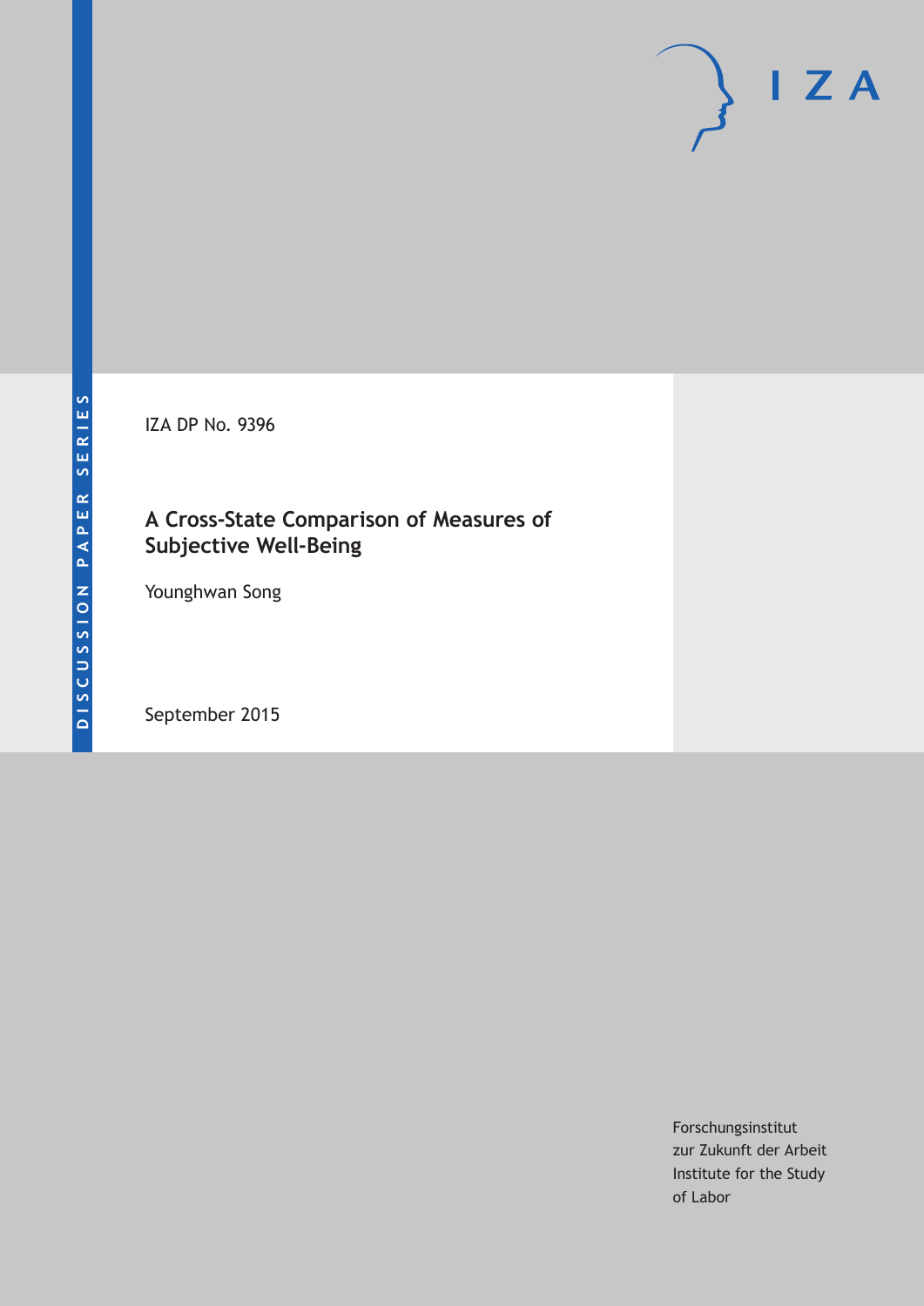DISCUSSION PAPER SERIES

IZA DP No. 9396

# A Cross-State Comparison of Measures of Subjective Well-Being

Younghwan Song

September 2015

Forschungsinstitut
zur Zukunft der Arbeit
Institute for the Study
of Labor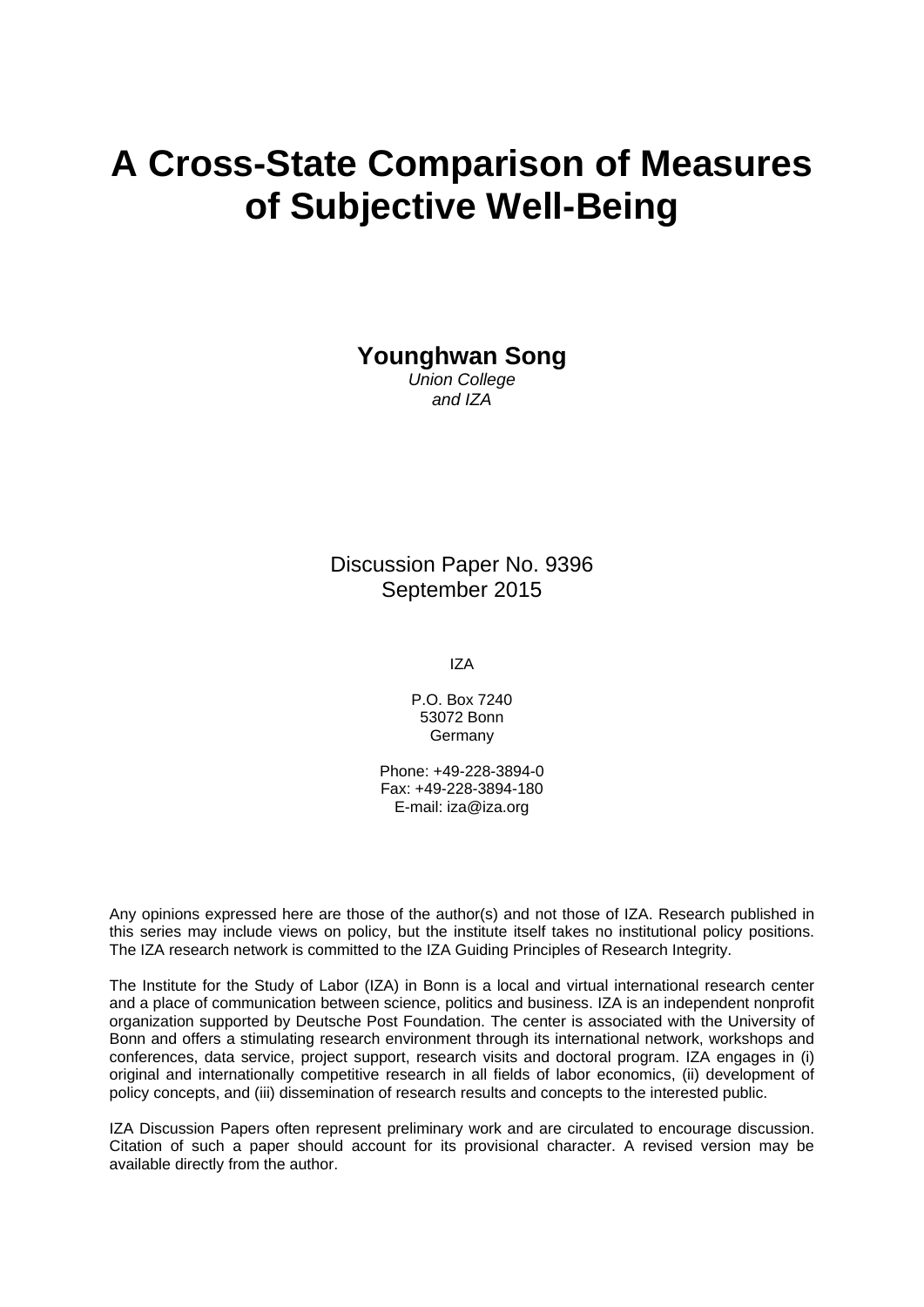# A Cross-State Comparison of Measures of Subjective Well-Being

**Younghwan Song**
*Union College*
*and IZA*

Discussion Paper No. 9396
September 2015

IZA

P.O. Box 7240
53072 Bonn
Germany

Phone: +49-228-3894-0
Fax: +49-228-3894-180
E-mail: iza@iza.org

Any opinions expressed here are those of the author(s) and not those of IZA. Research published in this series may include views on policy, but the institute itself takes no institutional policy positions. The IZA research network is committed to the IZA Guiding Principles of Research Integrity.

The Institute for the Study of Labor (IZA) in Bonn is a local and virtual international research center and a place of communication between science, politics and business. IZA is an independent nonprofit organization supported by Deutsche Post Foundation. The center is associated with the University of Bonn and offers a stimulating research environment through its international network, workshops and conferences, data service, project support, research visits and doctoral program. IZA engages in (i) original and internationally competitive research in all fields of labor economics, (ii) development of policy concepts, and (iii) dissemination of research results and concepts to the interested public.

IZA Discussion Papers often represent preliminary work and are circulated to encourage discussion. Citation of such a paper should account for its provisional character. A revised version may be available directly from the author.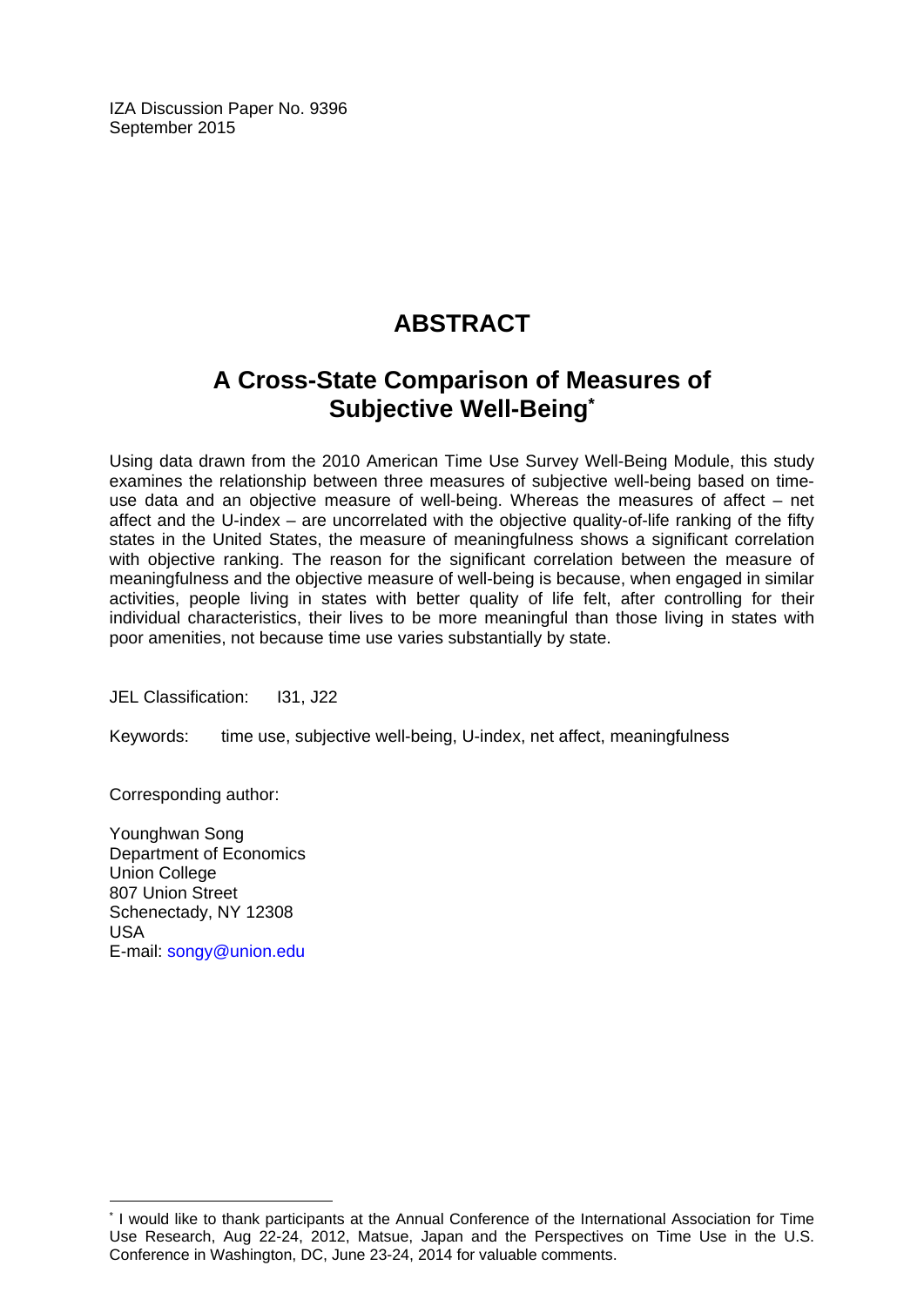IZA Discussion Paper No. 9396
September 2015

# ABSTRACT

## A Cross-State Comparison of Measures of Subjective Well-Being*

Using data drawn from the 2010 American Time Use Survey Well-Being Module, this study examines the relationship between three measures of subjective well-being based on time-use data and an objective measure of well-being. Whereas the measures of affect – net affect and the U-index – are uncorrelated with the objective quality-of-life ranking of the fifty states in the United States, the measure of meaningfulness shows a significant correlation with objective ranking. The reason for the significant correlation between the measure of meaningfulness and the objective measure of well-being is because, when engaged in similar activities, people living in states with better quality of life felt, after controlling for their individual characteristics, their lives to be more meaningful than those living in states with poor amenities, not because time use varies substantially by state.

JEL Classification: I31, J22

Keywords: time use, subjective well-being, U-index, net affect, meaningfulness

Corresponding author:

Younghwan Song
Department of Economics
Union College
807 Union Street
Schenectady, NY 12308
USA
E-mail: songy@union.edu

* I would like to thank participants at the Annual Conference of the International Association for Time Use Research, Aug 22-24, 2012, Matsue, Japan and the Perspectives on Time Use in the U.S. Conference in Washington, DC, June 23-24, 2014 for valuable comments.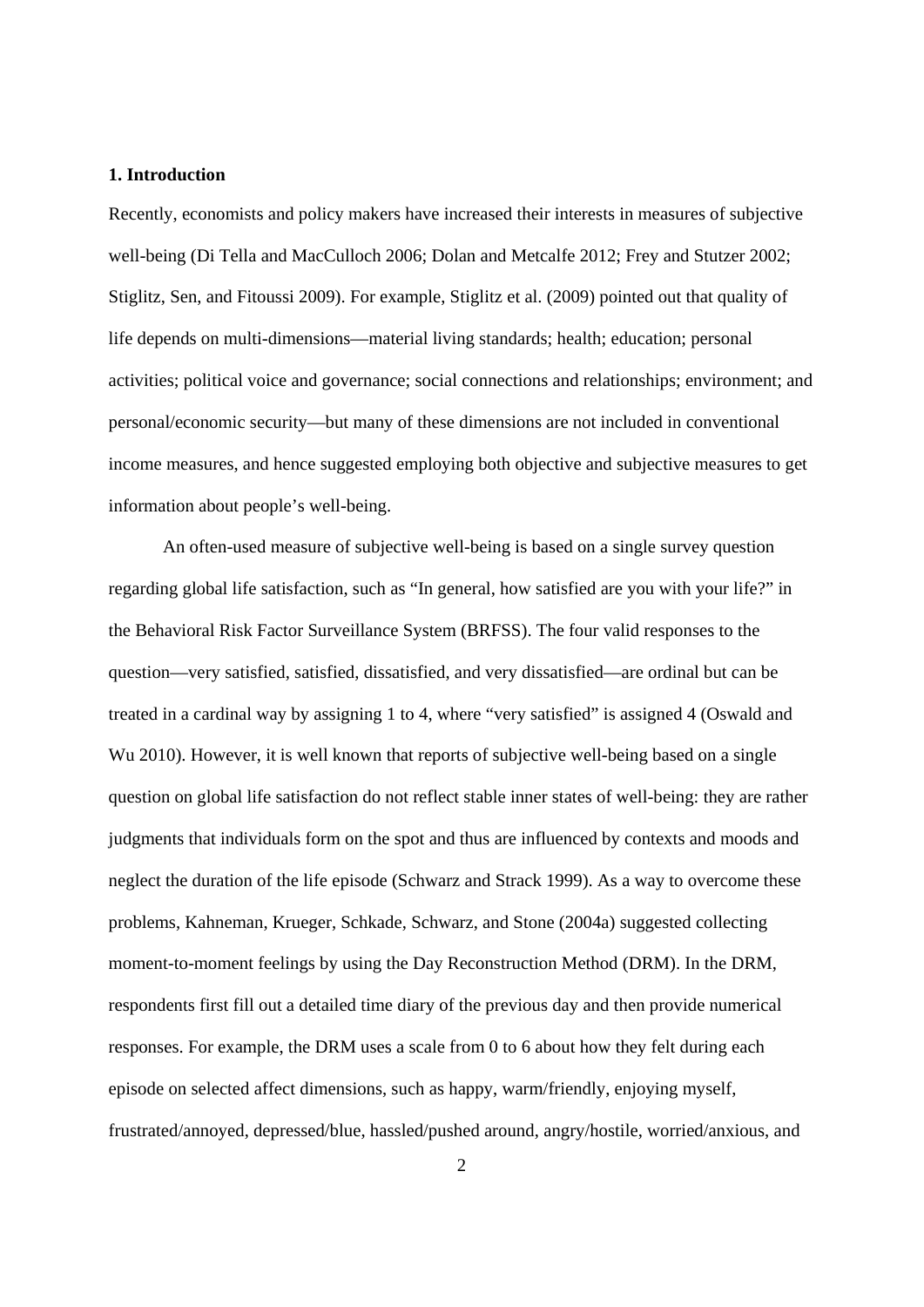**1. Introduction**

Recently, economists and policy makers have increased their interests in measures of subjective well-being (Di Tella and MacCulloch 2006; Dolan and Metcalfe 2012; Frey and Stutzer 2002; Stiglitz, Sen, and Fitoussi 2009). For example, Stiglitz et al. (2009) pointed out that quality of life depends on multi-dimensions—material living standards; health; education; personal activities; political voice and governance; social connections and relationships; environment; and personal/economic security—but many of these dimensions are not included in conventional income measures, and hence suggested employing both objective and subjective measures to get information about people's well-being.

An often-used measure of subjective well-being is based on a single survey question regarding global life satisfaction, such as "In general, how satisfied are you with your life?" in the Behavioral Risk Factor Surveillance System (BRFSS). The four valid responses to the question—very satisfied, satisfied, dissatisfied, and very dissatisfied—are ordinal but can be treated in a cardinal way by assigning 1 to 4, where "very satisfied" is assigned 4 (Oswald and Wu 2010). However, it is well known that reports of subjective well-being based on a single question on global life satisfaction do not reflect stable inner states of well-being: they are rather judgments that individuals form on the spot and thus are influenced by contexts and moods and neglect the duration of the life episode (Schwarz and Strack 1999). As a way to overcome these problems, Kahneman, Krueger, Schkade, Schwarz, and Stone (2004a) suggested collecting moment-to-moment feelings by using the Day Reconstruction Method (DRM). In the DRM, respondents first fill out a detailed time diary of the previous day and then provide numerical responses. For example, the DRM uses a scale from 0 to 6 about how they felt during each episode on selected affect dimensions, such as happy, warm/friendly, enjoying myself, frustrated/annoyed, depressed/blue, hassled/pushed around, angry/hostile, worried/anxious, and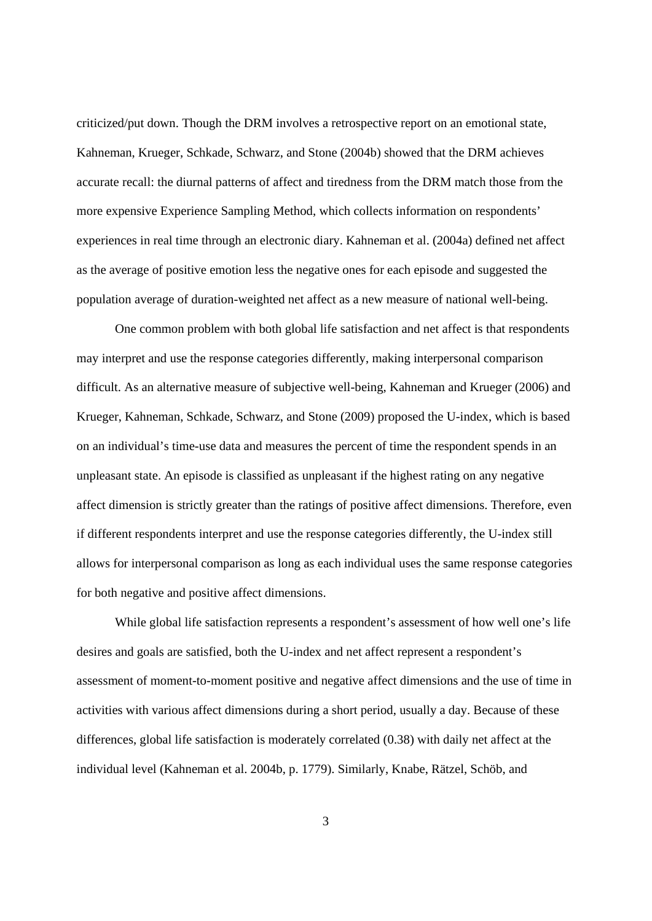criticized/put down. Though the DRM involves a retrospective report on an emotional state, Kahneman, Krueger, Schkade, Schwarz, and Stone (2004b) showed that the DRM achieves accurate recall: the diurnal patterns of affect and tiredness from the DRM match those from the more expensive Experience Sampling Method, which collects information on respondents' experiences in real time through an electronic diary. Kahneman et al. (2004a) defined net affect as the average of positive emotion less the negative ones for each episode and suggested the population average of duration-weighted net affect as a new measure of national well-being.

One common problem with both global life satisfaction and net affect is that respondents may interpret and use the response categories differently, making interpersonal comparison difficult. As an alternative measure of subjective well-being, Kahneman and Krueger (2006) and Krueger, Kahneman, Schkade, Schwarz, and Stone (2009) proposed the U-index, which is based on an individual's time-use data and measures the percent of time the respondent spends in an unpleasant state. An episode is classified as unpleasant if the highest rating on any negative affect dimension is strictly greater than the ratings of positive affect dimensions. Therefore, even if different respondents interpret and use the response categories differently, the U-index still allows for interpersonal comparison as long as each individual uses the same response categories for both negative and positive affect dimensions.

While global life satisfaction represents a respondent's assessment of how well one's life desires and goals are satisfied, both the U-index and net affect represent a respondent's assessment of moment-to-moment positive and negative affect dimensions and the use of time in activities with various affect dimensions during a short period, usually a day. Because of these differences, global life satisfaction is moderately correlated (0.38) with daily net affect at the individual level (Kahneman et al. 2004b, p. 1779). Similarly, Knabe, Rätzel, Schöb, and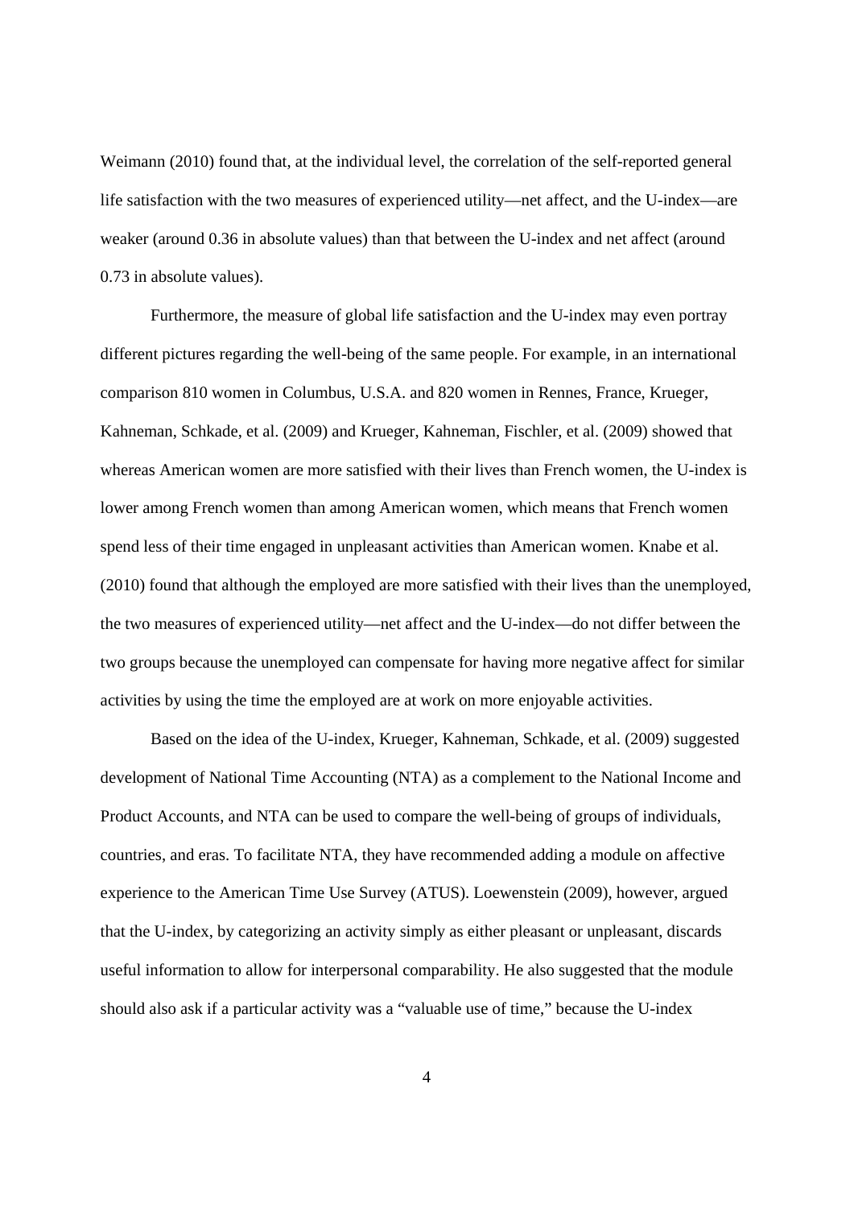Weimann (2010) found that, at the individual level, the correlation of the self-reported general life satisfaction with the two measures of experienced utility—net affect, and the U-index—are weaker (around 0.36 in absolute values) than that between the U-index and net affect (around 0.73 in absolute values).

Furthermore, the measure of global life satisfaction and the U-index may even portray different pictures regarding the well-being of the same people. For example, in an international comparison 810 women in Columbus, U.S.A. and 820 women in Rennes, France, Krueger, Kahneman, Schkade, et al. (2009) and Krueger, Kahneman, Fischler, et al. (2009) showed that whereas American women are more satisfied with their lives than French women, the U-index is lower among French women than among American women, which means that French women spend less of their time engaged in unpleasant activities than American women. Knabe et al. (2010) found that although the employed are more satisfied with their lives than the unemployed, the two measures of experienced utility—net affect and the U-index—do not differ between the two groups because the unemployed can compensate for having more negative affect for similar activities by using the time the employed are at work on more enjoyable activities.

Based on the idea of the U-index, Krueger, Kahneman, Schkade, et al. (2009) suggested development of National Time Accounting (NTA) as a complement to the National Income and Product Accounts, and NTA can be used to compare the well-being of groups of individuals, countries, and eras. To facilitate NTA, they have recommended adding a module on affective experience to the American Time Use Survey (ATUS). Loewenstein (2009), however, argued that the U-index, by categorizing an activity simply as either pleasant or unpleasant, discards useful information to allow for interpersonal comparability. He also suggested that the module should also ask if a particular activity was a "valuable use of time," because the U-index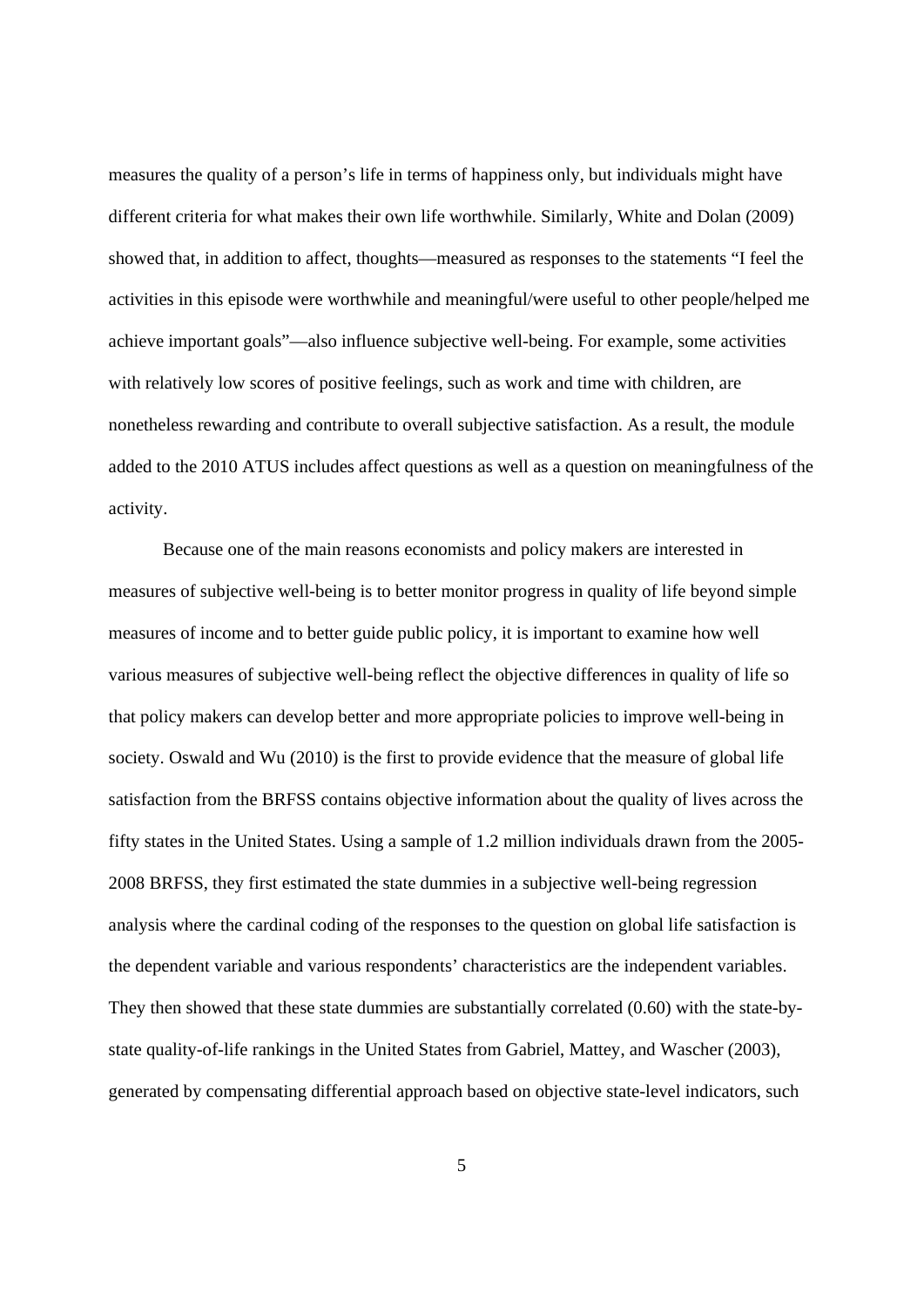measures the quality of a person's life in terms of happiness only, but individuals might have different criteria for what makes their own life worthwhile. Similarly, White and Dolan (2009) showed that, in addition to affect, thoughts—measured as responses to the statements "I feel the activities in this episode were worthwhile and meaningful/were useful to other people/helped me achieve important goals"—also influence subjective well-being. For example, some activities with relatively low scores of positive feelings, such as work and time with children, are nonetheless rewarding and contribute to overall subjective satisfaction. As a result, the module added to the 2010 ATUS includes affect questions as well as a question on meaningfulness of the activity.

Because one of the main reasons economists and policy makers are interested in measures of subjective well-being is to better monitor progress in quality of life beyond simple measures of income and to better guide public policy, it is important to examine how well various measures of subjective well-being reflect the objective differences in quality of life so that policy makers can develop better and more appropriate policies to improve well-being in society. Oswald and Wu (2010) is the first to provide evidence that the measure of global life satisfaction from the BRFSS contains objective information about the quality of lives across the fifty states in the United States. Using a sample of 1.2 million individuals drawn from the 2005-2008 BRFSS, they first estimated the state dummies in a subjective well-being regression analysis where the cardinal coding of the responses to the question on global life satisfaction is the dependent variable and various respondents' characteristics are the independent variables. They then showed that these state dummies are substantially correlated (0.60) with the state-by-state quality-of-life rankings in the United States from Gabriel, Mattey, and Wascher (2003), generated by compensating differential approach based on objective state-level indicators, such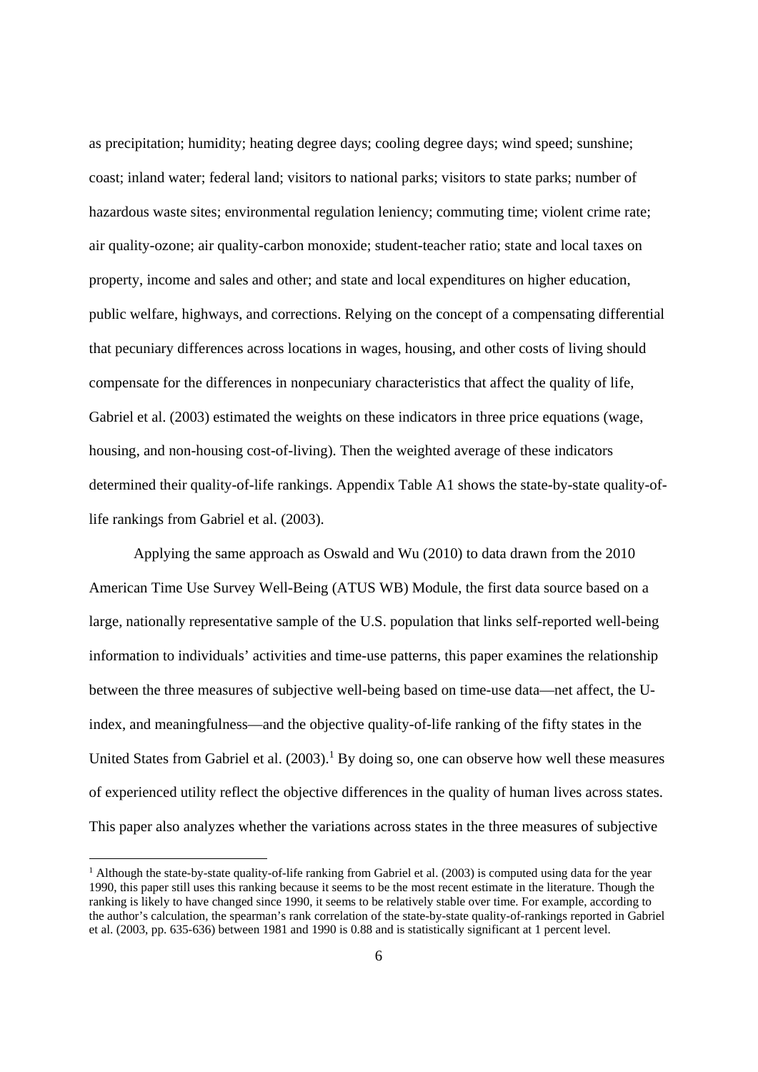as precipitation; humidity; heating degree days; cooling degree days; wind speed; sunshine; coast; inland water; federal land; visitors to national parks; visitors to state parks; number of hazardous waste sites; environmental regulation leniency; commuting time; violent crime rate; air quality-ozone; air quality-carbon monoxide; student-teacher ratio; state and local taxes on property, income and sales and other; and state and local expenditures on higher education, public welfare, highways, and corrections. Relying on the concept of a compensating differential that pecuniary differences across locations in wages, housing, and other costs of living should compensate for the differences in nonpecuniary characteristics that affect the quality of life, Gabriel et al. (2003) estimated the weights on these indicators in three price equations (wage, housing, and non-housing cost-of-living). Then the weighted average of these indicators determined their quality-of-life rankings. Appendix Table A1 shows the state-by-state quality-of-life rankings from Gabriel et al. (2003).

Applying the same approach as Oswald and Wu (2010) to data drawn from the 2010 American Time Use Survey Well-Being (ATUS WB) Module, the first data source based on a large, nationally representative sample of the U.S. population that links self-reported well-being information to individuals' activities and time-use patterns, this paper examines the relationship between the three measures of subjective well-being based on time-use data—net affect, the U-index, and meaningfulness—and the objective quality-of-life ranking of the fifty states in the United States from Gabriel et al. (2003).[1] By doing so, one can observe how well these measures of experienced utility reflect the objective differences in the quality of human lives across states. This paper also analyzes whether the variations across states in the three measures of subjective

[1] Although the state-by-state quality-of-life ranking from Gabriel et al. (2003) is computed using data for the year 1990, this paper still uses this ranking because it seems to be the most recent estimate in the literature. Though the ranking is likely to have changed since 1990, it seems to be relatively stable over time. For example, according to the author's calculation, the spearman's rank correlation of the state-by-state quality-of-rankings reported in Gabriel et al. (2003, pp. 635-636) between 1981 and 1990 is 0.88 and is statistically significant at 1 percent level.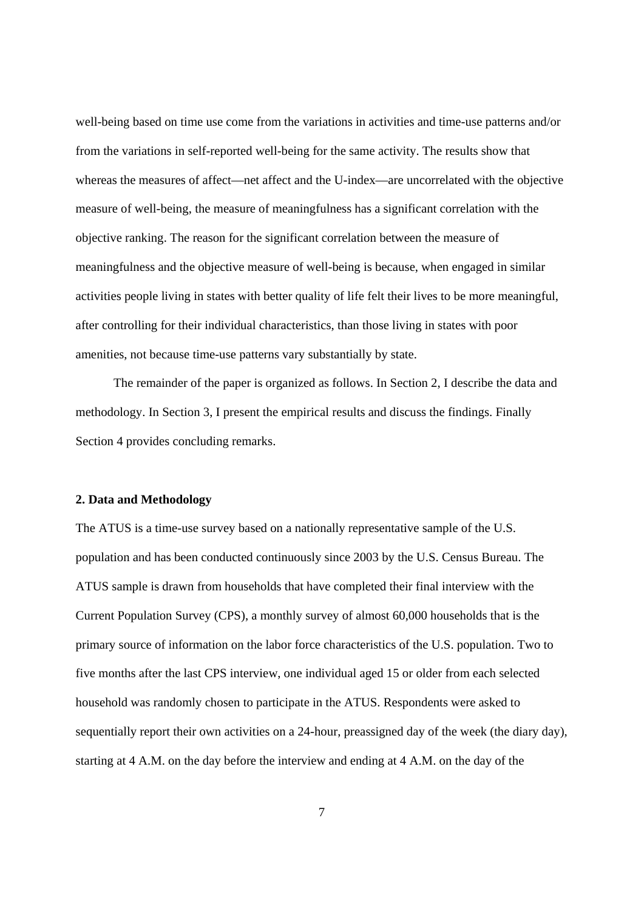well-being based on time use come from the variations in activities and time-use patterns and/or from the variations in self-reported well-being for the same activity. The results show that whereas the measures of affect—net affect and the U-index—are uncorrelated with the objective measure of well-being, the measure of meaningfulness has a significant correlation with the objective ranking. The reason for the significant correlation between the measure of meaningfulness and the objective measure of well-being is because, when engaged in similar activities people living in states with better quality of life felt their lives to be more meaningful, after controlling for their individual characteristics, than those living in states with poor amenities, not because time-use patterns vary substantially by state.

The remainder of the paper is organized as follows. In Section 2, I describe the data and methodology. In Section 3, I present the empirical results and discuss the findings. Finally Section 4 provides concluding remarks.

## 2. Data and Methodology

The ATUS is a time-use survey based on a nationally representative sample of the U.S. population and has been conducted continuously since 2003 by the U.S. Census Bureau. The ATUS sample is drawn from households that have completed their final interview with the Current Population Survey (CPS), a monthly survey of almost 60,000 households that is the primary source of information on the labor force characteristics of the U.S. population. Two to five months after the last CPS interview, one individual aged 15 or older from each selected household was randomly chosen to participate in the ATUS. Respondents were asked to sequentially report their own activities on a 24-hour, preassigned day of the week (the diary day), starting at 4 A.M. on the day before the interview and ending at 4 A.M. on the day of the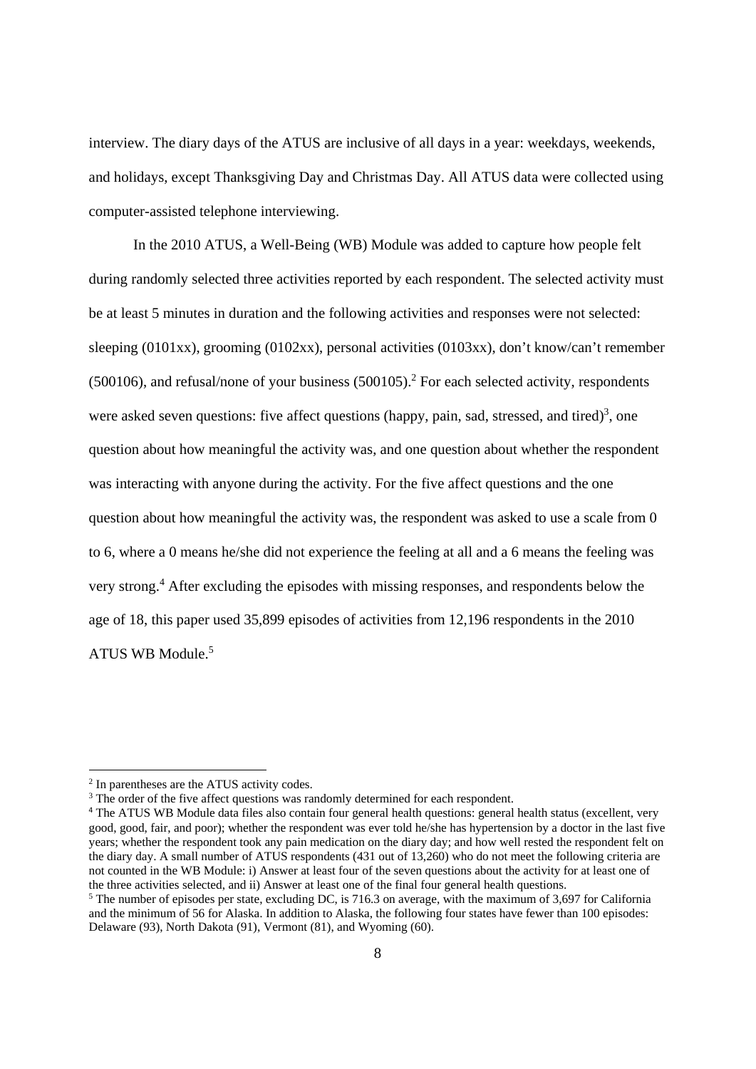interview. The diary days of the ATUS are inclusive of all days in a year: weekdays, weekends, and holidays, except Thanksgiving Day and Christmas Day. All ATUS data were collected using computer-assisted telephone interviewing.

In the 2010 ATUS, a Well-Being (WB) Module was added to capture how people felt during randomly selected three activities reported by each respondent. The selected activity must be at least 5 minutes in duration and the following activities and responses were not selected: sleeping (0101xx), grooming (0102xx), personal activities (0103xx), don't know/can't remember (500106), and refusal/none of your business (500105).[2] For each selected activity, respondents were asked seven questions: five affect questions (happy, pain, sad, stressed, and tired)[3], one question about how meaningful the activity was, and one question about whether the respondent was interacting with anyone during the activity. For the five affect questions and the one question about how meaningful the activity was, the respondent was asked to use a scale from 0 to 6, where a 0 means he/she did not experience the feeling at all and a 6 means the feeling was very strong.[4] After excluding the episodes with missing responses, and respondents below the age of 18, this paper used 35,899 episodes of activities from 12,196 respondents in the 2010 ATUS WB Module.[5]

---

[2] In parentheses are the ATUS activity codes.

[3] The order of the five affect questions was randomly determined for each respondent.

[4] The ATUS WB Module data files also contain four general health questions: general health status (excellent, very good, good, fair, and poor); whether the respondent was ever told he/she has hypertension by a doctor in the last five years; whether the respondent took any pain medication on the diary day; and how well rested the respondent felt on the diary day. A small number of ATUS respondents (431 out of 13,260) who do not meet the following criteria are not counted in the WB Module: i) Answer at least four of the seven questions about the activity for at least one of the three activities selected, and ii) Answer at least one of the final four general health questions.

[5] The number of episodes per state, excluding DC, is 716.3 on average, with the maximum of 3,697 for California and the minimum of 56 for Alaska. In addition to Alaska, the following four states have fewer than 100 episodes: Delaware (93), North Dakota (91), Vermont (81), and Wyoming (60).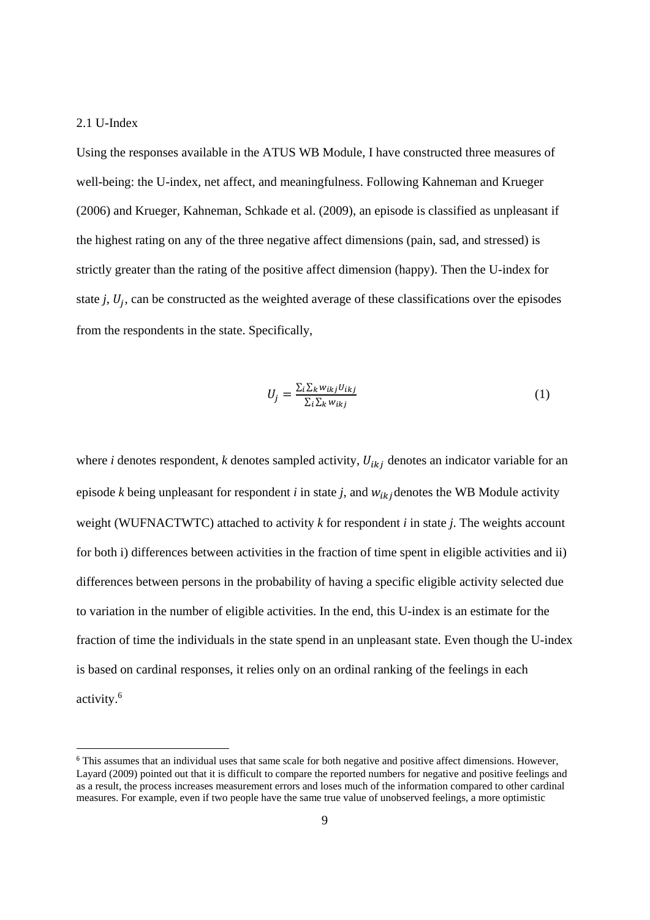### 2.1 U-Index

Using the responses available in the ATUS WB Module, I have constructed three measures of well-being: the U-index, net affect, and meaningfulness. Following Kahneman and Krueger (2006) and Krueger, Kahneman, Schkade et al. (2009), an episode is classified as unpleasant if the highest rating on any of the three negative affect dimensions (pain, sad, and stressed) is strictly greater than the rating of the positive affect dimension (happy). Then the U-index for state *j*, $U_j$, can be constructed as the weighted average of these classifications over the episodes from the respondents in the state. Specifically,

$$U_j = \frac{\sum_i \sum_k w_{ikj} U_{ikj}}{\sum_i \sum_k w_{ikj}} \tag{1}$$

where *i* denotes respondent, *k* denotes sampled activity, $U_{ikj}$ denotes an indicator variable for an episode *k* being unpleasant for respondent *i* in state *j*, and $w_{ikj}$ denotes the WB Module activity weight (WUFNACTWTC) attached to activity *k* for respondent *i* in state *j*. The weights account for both i) differences between activities in the fraction of time spent in eligible activities and ii) differences between persons in the probability of having a specific eligible activity selected due to variation in the number of eligible activities. In the end, this U-index is an estimate for the fraction of time the individuals in the state spend in an unpleasant state. Even though the U-index is based on cardinal responses, it relies only on an ordinal ranking of the feelings in each activity.[6]

---

[6] This assumes that an individual uses that same scale for both negative and positive affect dimensions. However, Layard (2009) pointed out that it is difficult to compare the reported numbers for negative and positive feelings and as a result, the process increases measurement errors and loses much of the information compared to other cardinal measures. For example, even if two people have the same true value of unobserved feelings, a more optimistic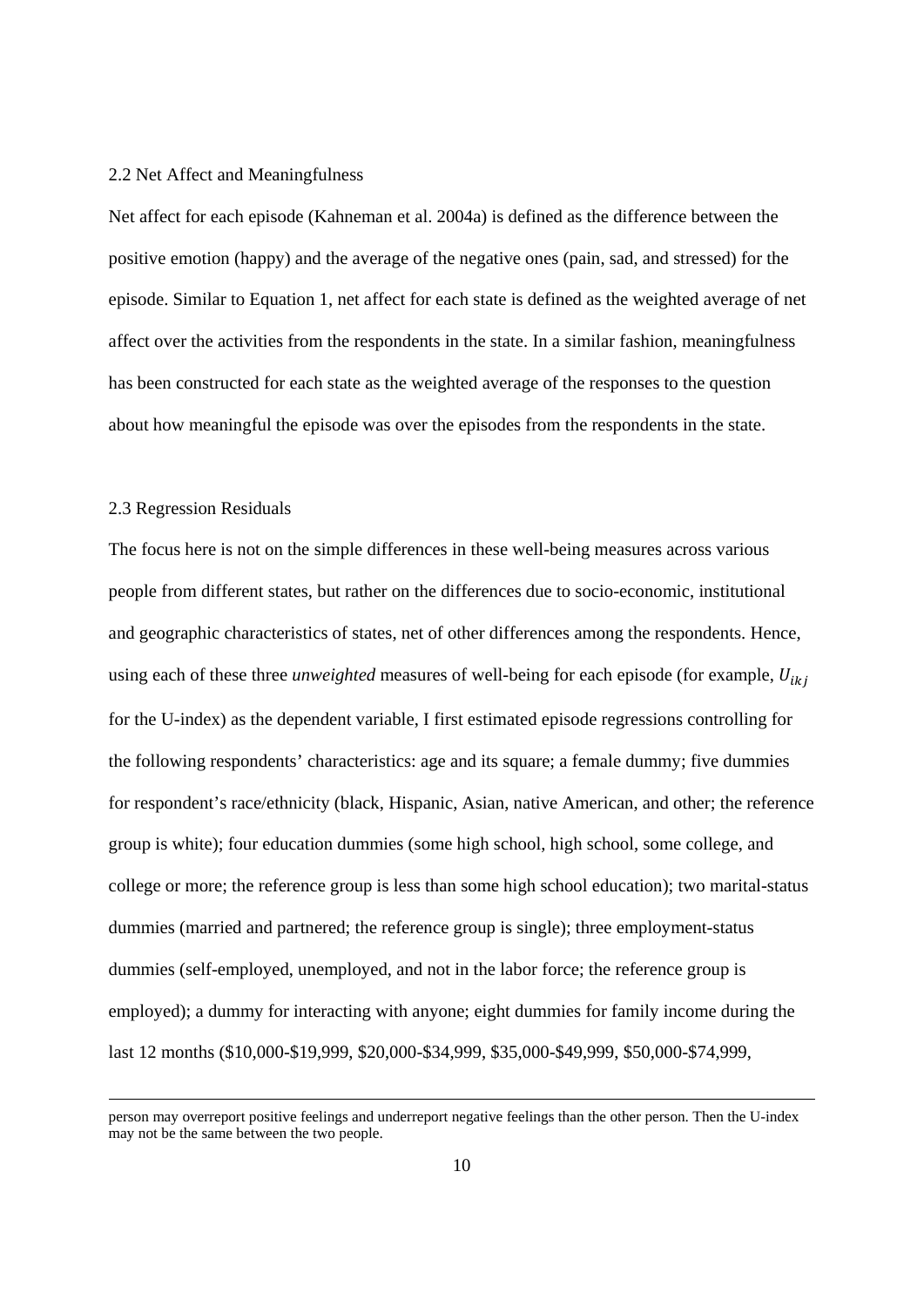### 2.2 Net Affect and Meaningfulness

Net affect for each episode (Kahneman et al. 2004a) is defined as the difference between the positive emotion (happy) and the average of the negative ones (pain, sad, and stressed) for the episode. Similar to Equation 1, net affect for each state is defined as the weighted average of net affect over the activities from the respondents in the state. In a similar fashion, meaningfulness has been constructed for each state as the weighted average of the responses to the question about how meaningful the episode was over the episodes from the respondents in the state.

### 2.3 Regression Residuals

The focus here is not on the simple differences in these well-being measures across various people from different states, but rather on the differences due to socio-economic, institutional and geographic characteristics of states, net of other differences among the respondents. Hence, using each of these three *unweighted* measures of well-being for each episode (for example, $U_{ikj}$ for the U-index) as the dependent variable, I first estimated episode regressions controlling for the following respondents' characteristics: age and its square; a female dummy; five dummies for respondent's race/ethnicity (black, Hispanic, Asian, native American, and other; the reference group is white); four education dummies (some high school, high school, some college, and college or more; the reference group is less than some high school education); two marital-status dummies (married and partnered; the reference group is single); three employment-status dummies (self-employed, unemployed, and not in the labor force; the reference group is employed); a dummy for interacting with anyone; eight dummies for family income during the last 12 months ($10,000-$19,999, $20,000-$34,999, $35,000-$49,999, $50,000-$74,999,

person may overreport positive feelings and underreport negative feelings than the other person. Then the U-index may not be the same between the two people.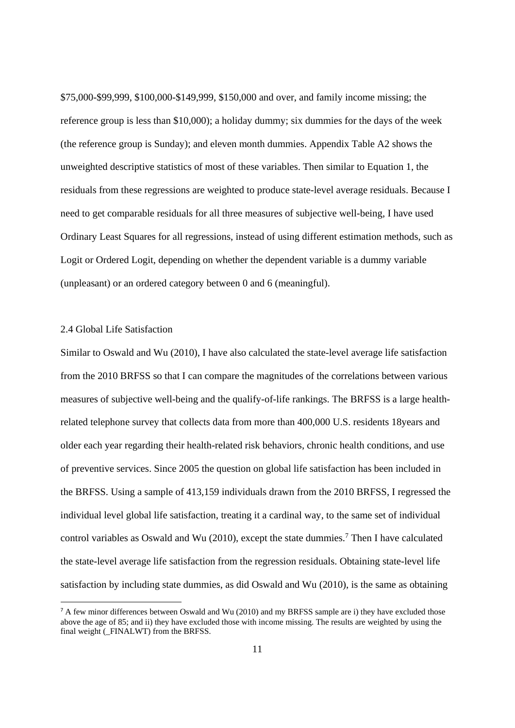$75,000-$99,999, $100,000-$149,999, $150,000 and over, and family income missing; the reference group is less than $10,000); a holiday dummy; six dummies for the days of the week (the reference group is Sunday); and eleven month dummies. Appendix Table A2 shows the unweighted descriptive statistics of most of these variables. Then similar to Equation 1, the residuals from these regressions are weighted to produce state-level average residuals. Because I need to get comparable residuals for all three measures of subjective well-being, I have used Ordinary Least Squares for all regressions, instead of using different estimation methods, such as Logit or Ordered Logit, depending on whether the dependent variable is a dummy variable (unpleasant) or an ordered category between 0 and 6 (meaningful).

### 2.4 Global Life Satisfaction

Similar to Oswald and Wu (2010), I have also calculated the state-level average life satisfaction from the 2010 BRFSS so that I can compare the magnitudes of the correlations between various measures of subjective well-being and the qualify-of-life rankings. The BRFSS is a large health-related telephone survey that collects data from more than 400,000 U.S. residents 18years and older each year regarding their health-related risk behaviors, chronic health conditions, and use of preventive services. Since 2005 the question on global life satisfaction has been included in the BRFSS. Using a sample of 413,159 individuals drawn from the 2010 BRFSS, I regressed the individual level global life satisfaction, treating it a cardinal way, to the same set of individual control variables as Oswald and Wu (2010), except the state dummies.[7] Then I have calculated the state-level average life satisfaction from the regression residuals. Obtaining state-level life satisfaction by including state dummies, as did Oswald and Wu (2010), is the same as obtaining

[7] A few minor differences between Oswald and Wu (2010) and my BRFSS sample are i) they have excluded those above the age of 85; and ii) they have excluded those with income missing. The results are weighted by using the final weight (_FINALWT) from the BRFSS.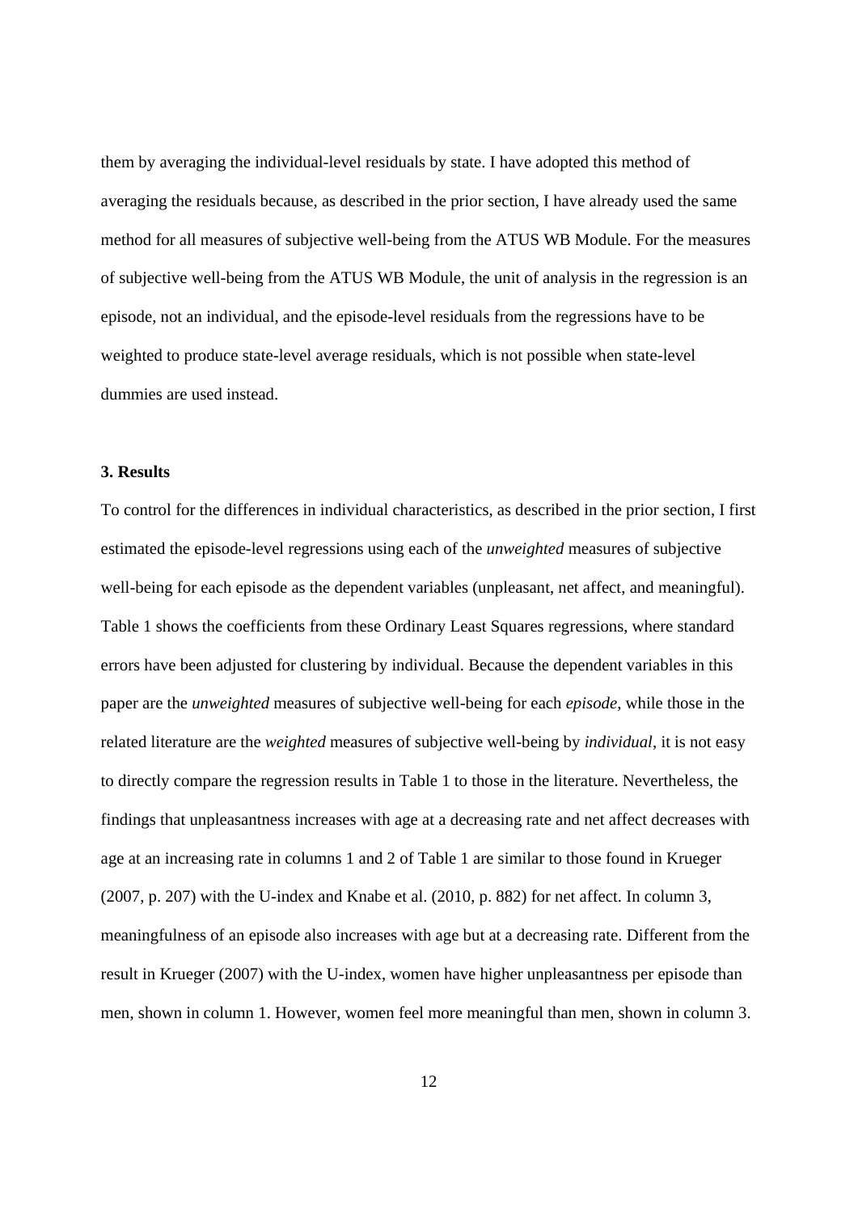them by averaging the individual-level residuals by state. I have adopted this method of averaging the residuals because, as described in the prior section, I have already used the same method for all measures of subjective well-being from the ATUS WB Module. For the measures of subjective well-being from the ATUS WB Module, the unit of analysis in the regression is an episode, not an individual, and the episode-level residuals from the regressions have to be weighted to produce state-level average residuals, which is not possible when state-level dummies are used instead.

### 3. Results

To control for the differences in individual characteristics, as described in the prior section, I first estimated the episode-level regressions using each of the *unweighted* measures of subjective well-being for each episode as the dependent variables (unpleasant, net affect, and meaningful). Table 1 shows the coefficients from these Ordinary Least Squares regressions, where standard errors have been adjusted for clustering by individual. Because the dependent variables in this paper are the *unweighted* measures of subjective well-being for each *episode*, while those in the related literature are the *weighted* measures of subjective well-being by *individual*, it is not easy to directly compare the regression results in Table 1 to those in the literature. Nevertheless, the findings that unpleasantness increases with age at a decreasing rate and net affect decreases with age at an increasing rate in columns 1 and 2 of Table 1 are similar to those found in Krueger (2007, p. 207) with the U-index and Knabe et al. (2010, p. 882) for net affect. In column 3, meaningfulness of an episode also increases with age but at a decreasing rate. Different from the result in Krueger (2007) with the U-index, women have higher unpleasantness per episode than men, shown in column 1. However, women feel more meaningful than men, shown in column 3.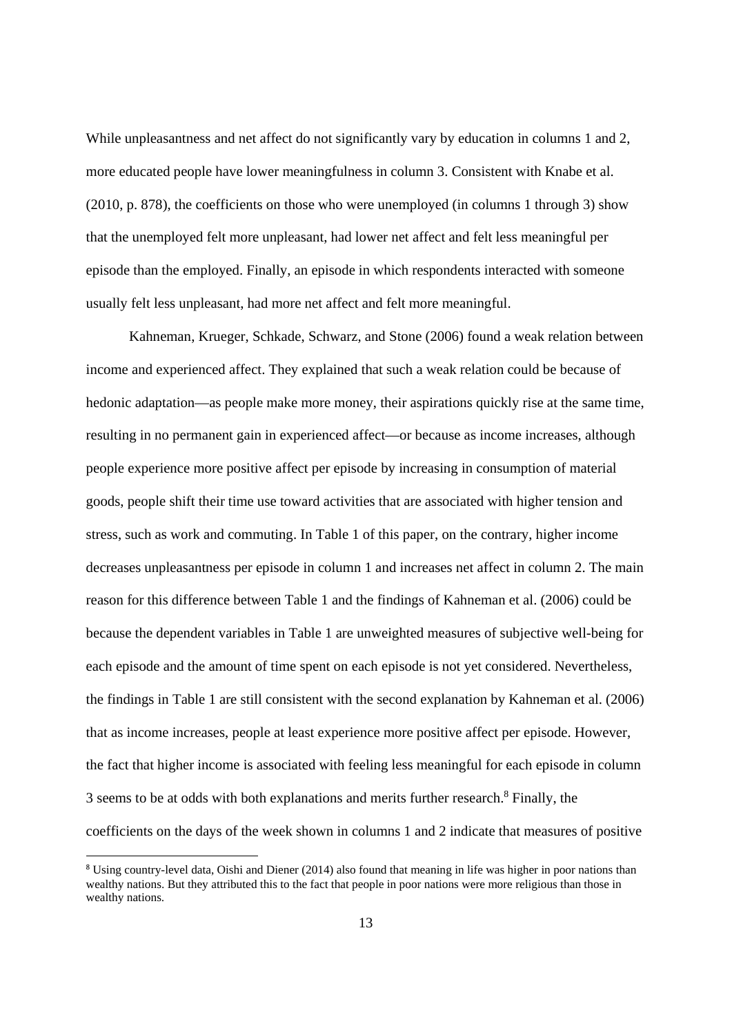While unpleasantness and net affect do not significantly vary by education in columns 1 and 2, more educated people have lower meaningfulness in column 3. Consistent with Knabe et al. (2010, p. 878), the coefficients on those who were unemployed (in columns 1 through 3) show that the unemployed felt more unpleasant, had lower net affect and felt less meaningful per episode than the employed. Finally, an episode in which respondents interacted with someone usually felt less unpleasant, had more net affect and felt more meaningful.

Kahneman, Krueger, Schkade, Schwarz, and Stone (2006) found a weak relation between income and experienced affect. They explained that such a weak relation could be because of hedonic adaptation—as people make more money, their aspirations quickly rise at the same time, resulting in no permanent gain in experienced affect—or because as income increases, although people experience more positive affect per episode by increasing in consumption of material goods, people shift their time use toward activities that are associated with higher tension and stress, such as work and commuting. In Table 1 of this paper, on the contrary, higher income decreases unpleasantness per episode in column 1 and increases net affect in column 2. The main reason for this difference between Table 1 and the findings of Kahneman et al. (2006) could be because the dependent variables in Table 1 are unweighted measures of subjective well-being for each episode and the amount of time spent on each episode is not yet considered. Nevertheless, the findings in Table 1 are still consistent with the second explanation by Kahneman et al. (2006) that as income increases, people at least experience more positive affect per episode. However, the fact that higher income is associated with feeling less meaningful for each episode in column 3 seems to be at odds with both explanations and merits further research.[8] Finally, the coefficients on the days of the week shown in columns 1 and 2 indicate that measures of positive

[8] Using country-level data, Oishi and Diener (2014) also found that meaning in life was higher in poor nations than wealthy nations. But they attributed this to the fact that people in poor nations were more religious than those in wealthy nations.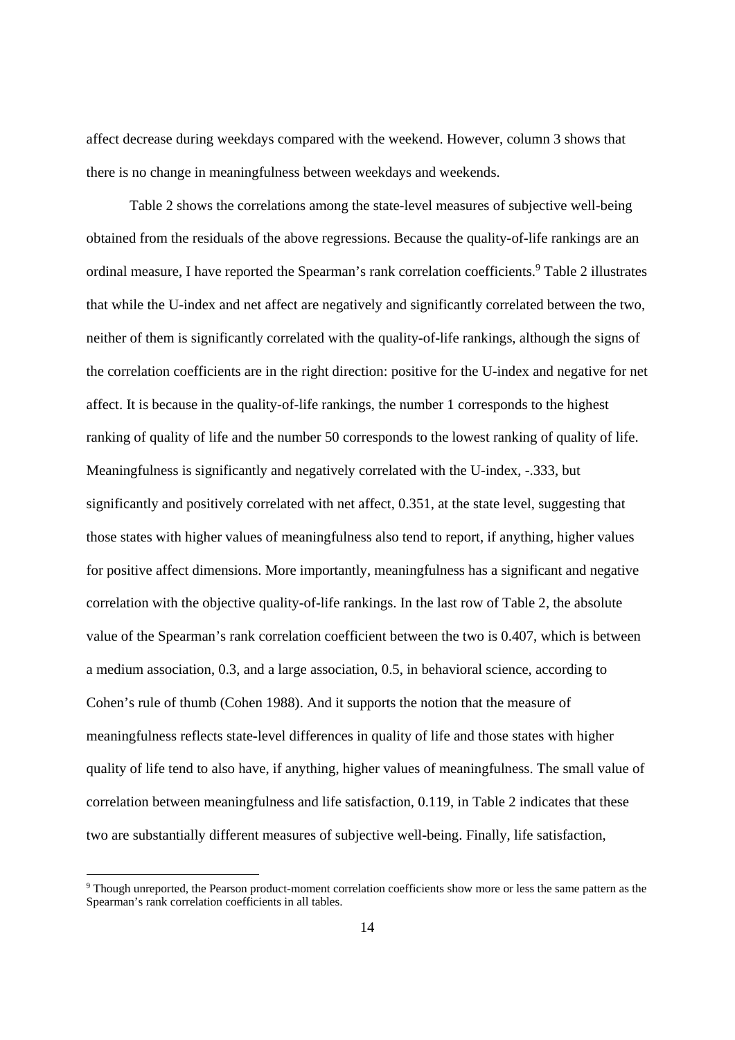affect decrease during weekdays compared with the weekend. However, column 3 shows that there is no change in meaningfulness between weekdays and weekends.

Table 2 shows the correlations among the state-level measures of subjective well-being obtained from the residuals of the above regressions. Because the quality-of-life rankings are an ordinal measure, I have reported the Spearman's rank correlation coefficients.[9] Table 2 illustrates that while the U-index and net affect are negatively and significantly correlated between the two, neither of them is significantly correlated with the quality-of-life rankings, although the signs of the correlation coefficients are in the right direction: positive for the U-index and negative for net affect. It is because in the quality-of-life rankings, the number 1 corresponds to the highest ranking of quality of life and the number 50 corresponds to the lowest ranking of quality of life. Meaningfulness is significantly and negatively correlated with the U-index, -.333, but significantly and positively correlated with net affect, 0.351, at the state level, suggesting that those states with higher values of meaningfulness also tend to report, if anything, higher values for positive affect dimensions. More importantly, meaningfulness has a significant and negative correlation with the objective quality-of-life rankings. In the last row of Table 2, the absolute value of the Spearman's rank correlation coefficient between the two is 0.407, which is between a medium association, 0.3, and a large association, 0.5, in behavioral science, according to Cohen's rule of thumb (Cohen 1988). And it supports the notion that the measure of meaningfulness reflects state-level differences in quality of life and those states with higher quality of life tend to also have, if anything, higher values of meaningfulness. The small value of correlation between meaningfulness and life satisfaction, 0.119, in Table 2 indicates that these two are substantially different measures of subjective well-being. Finally, life satisfaction,

[9] Though unreported, the Pearson product-moment correlation coefficients show more or less the same pattern as the Spearman's rank correlation coefficients in all tables.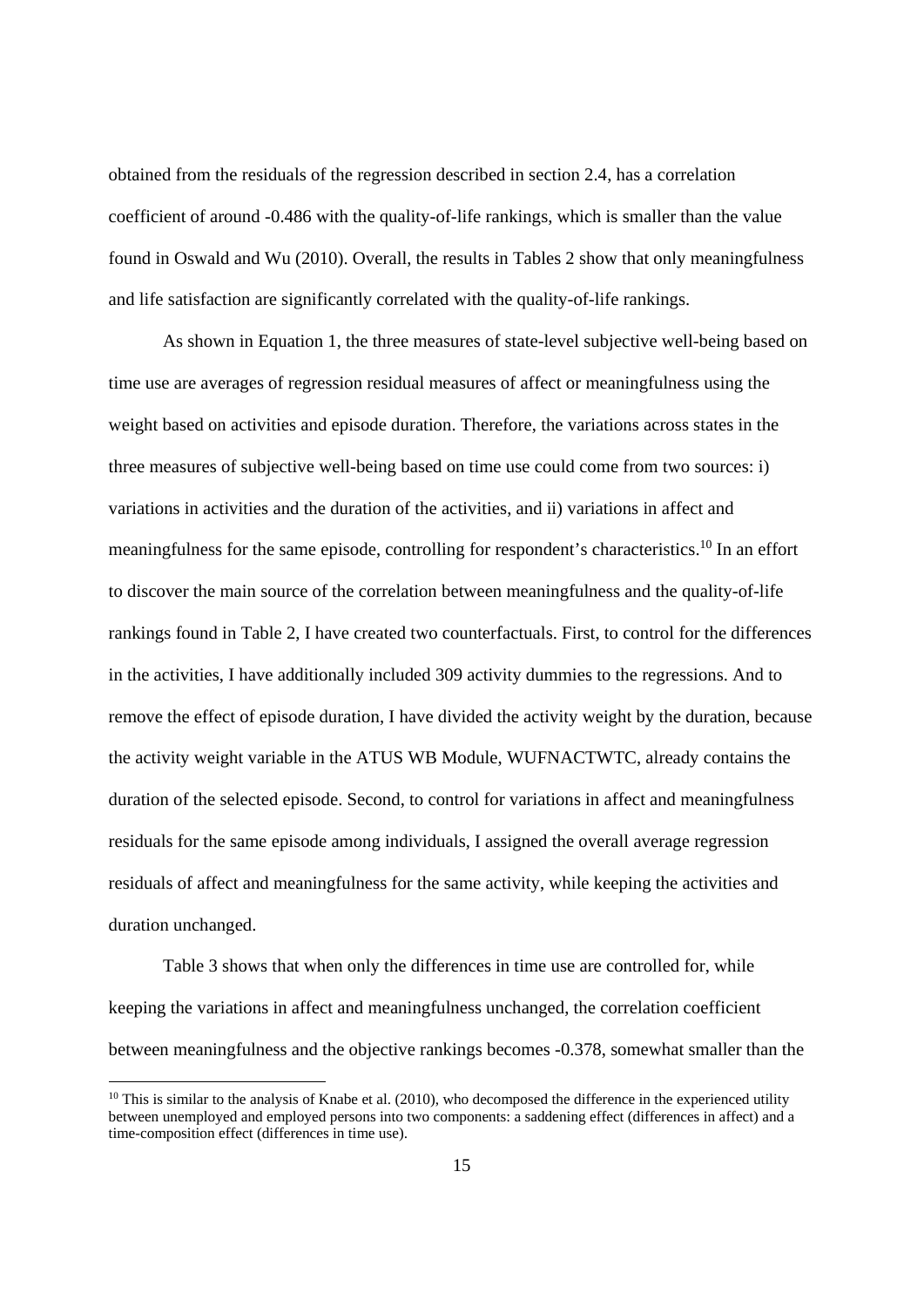obtained from the residuals of the regression described in section 2.4, has a correlation coefficient of around -0.486 with the quality-of-life rankings, which is smaller than the value found in Oswald and Wu (2010). Overall, the results in Tables 2 show that only meaningfulness and life satisfaction are significantly correlated with the quality-of-life rankings.

As shown in Equation 1, the three measures of state-level subjective well-being based on time use are averages of regression residual measures of affect or meaningfulness using the weight based on activities and episode duration. Therefore, the variations across states in the three measures of subjective well-being based on time use could come from two sources: i) variations in activities and the duration of the activities, and ii) variations in affect and meaningfulness for the same episode, controlling for respondent's characteristics.[10] In an effort to discover the main source of the correlation between meaningfulness and the quality-of-life rankings found in Table 2, I have created two counterfactuals. First, to control for the differences in the activities, I have additionally included 309 activity dummies to the regressions. And to remove the effect of episode duration, I have divided the activity weight by the duration, because the activity weight variable in the ATUS WB Module, WUFNACTWTC, already contains the duration of the selected episode. Second, to control for variations in affect and meaningfulness residuals for the same episode among individuals, I assigned the overall average regression residuals of affect and meaningfulness for the same activity, while keeping the activities and duration unchanged.

Table 3 shows that when only the differences in time use are controlled for, while keeping the variations in affect and meaningfulness unchanged, the correlation coefficient between meaningfulness and the objective rankings becomes -0.378, somewhat smaller than the

[10] This is similar to the analysis of Knabe et al. (2010), who decomposed the difference in the experienced utility between unemployed and employed persons into two components: a saddening effect (differences in affect) and a time-composition effect (differences in time use).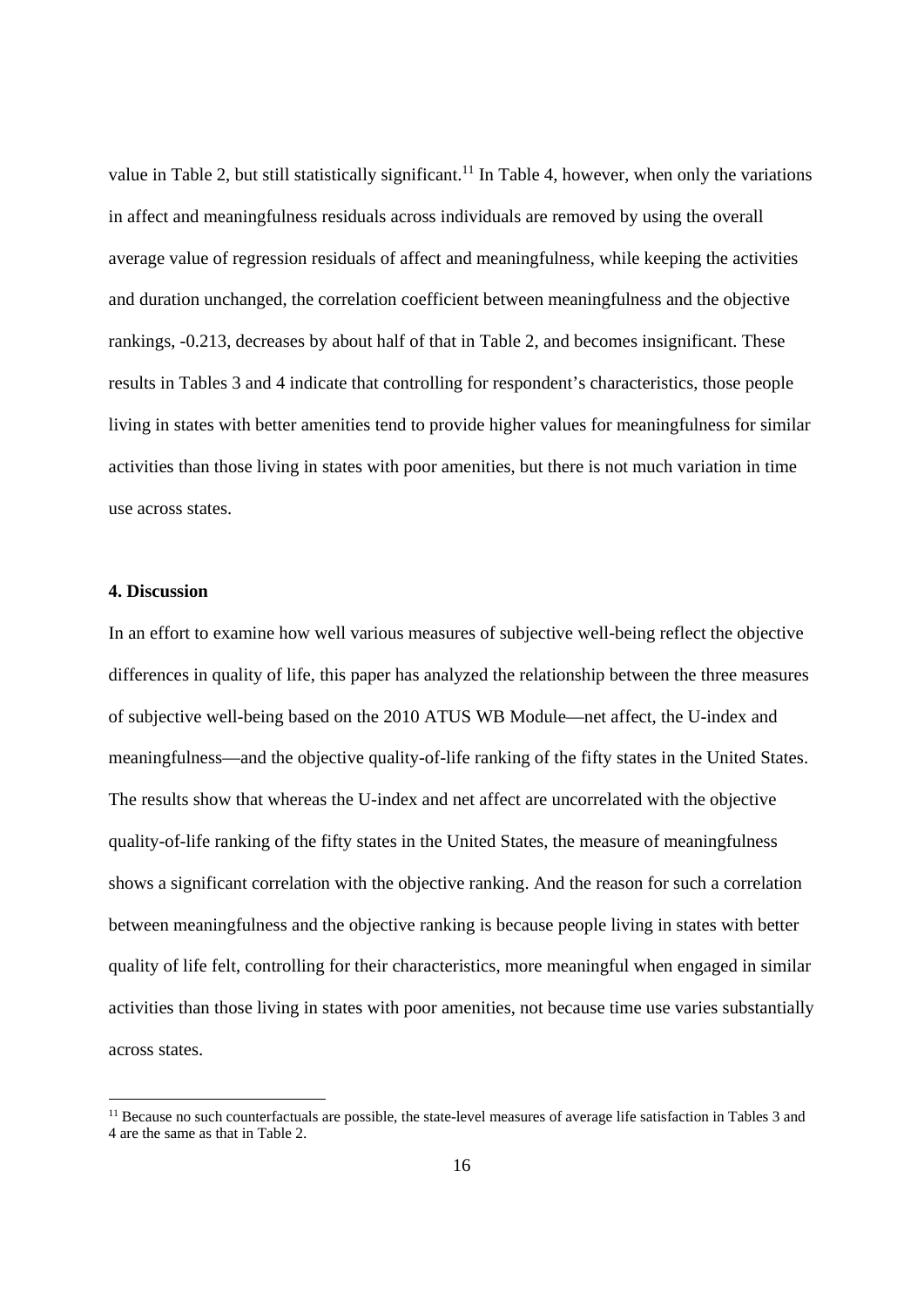value in Table 2, but still statistically significant.[11] In Table 4, however, when only the variations in affect and meaningfulness residuals across individuals are removed by using the overall average value of regression residuals of affect and meaningfulness, while keeping the activities and duration unchanged, the correlation coefficient between meaningfulness and the objective rankings, -0.213, decreases by about half of that in Table 2, and becomes insignificant. These results in Tables 3 and 4 indicate that controlling for respondent's characteristics, those people living in states with better amenities tend to provide higher values for meaningfulness for similar activities than those living in states with poor amenities, but there is not much variation in time use across states.

**4. Discussion**

In an effort to examine how well various measures of subjective well-being reflect the objective differences in quality of life, this paper has analyzed the relationship between the three measures of subjective well-being based on the 2010 ATUS WB Module—net affect, the U-index and meaningfulness—and the objective quality-of-life ranking of the fifty states in the United States. The results show that whereas the U-index and net affect are uncorrelated with the objective quality-of-life ranking of the fifty states in the United States, the measure of meaningfulness shows a significant correlation with the objective ranking. And the reason for such a correlation between meaningfulness and the objective ranking is because people living in states with better quality of life felt, controlling for their characteristics, more meaningful when engaged in similar activities than those living in states with poor amenities, not because time use varies substantially across states.

[11] Because no such counterfactuals are possible, the state-level measures of average life satisfaction in Tables 3 and 4 are the same as that in Table 2.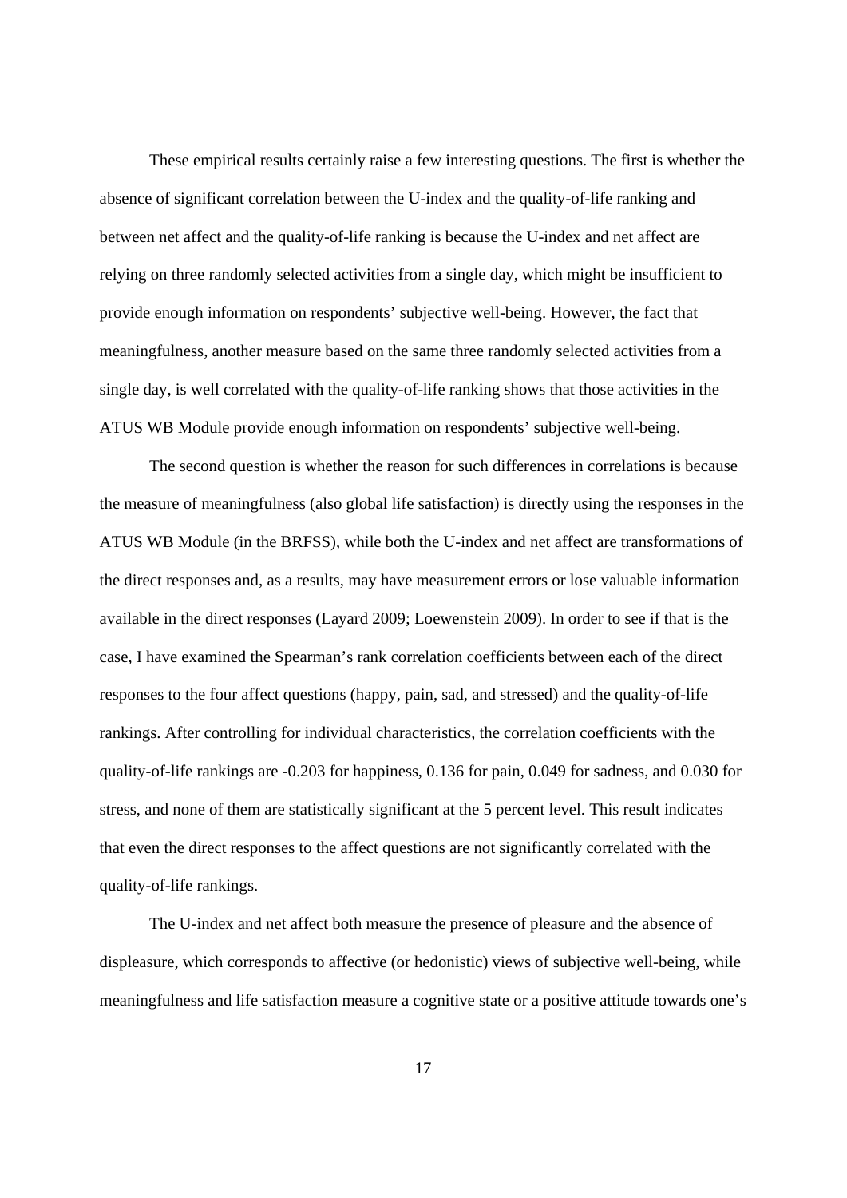These empirical results certainly raise a few interesting questions. The first is whether the absence of significant correlation between the U-index and the quality-of-life ranking and between net affect and the quality-of-life ranking is because the U-index and net affect are relying on three randomly selected activities from a single day, which might be insufficient to provide enough information on respondents' subjective well-being. However, the fact that meaningfulness, another measure based on the same three randomly selected activities from a single day, is well correlated with the quality-of-life ranking shows that those activities in the ATUS WB Module provide enough information on respondents' subjective well-being.

The second question is whether the reason for such differences in correlations is because the measure of meaningfulness (also global life satisfaction) is directly using the responses in the ATUS WB Module (in the BRFSS), while both the U-index and net affect are transformations of the direct responses and, as a results, may have measurement errors or lose valuable information available in the direct responses (Layard 2009; Loewenstein 2009). In order to see if that is the case, I have examined the Spearman's rank correlation coefficients between each of the direct responses to the four affect questions (happy, pain, sad, and stressed) and the quality-of-life rankings. After controlling for individual characteristics, the correlation coefficients with the quality-of-life rankings are -0.203 for happiness, 0.136 for pain, 0.049 for sadness, and 0.030 for stress, and none of them are statistically significant at the 5 percent level. This result indicates that even the direct responses to the affect questions are not significantly correlated with the quality-of-life rankings.

The U-index and net affect both measure the presence of pleasure and the absence of displeasure, which corresponds to affective (or hedonistic) views of subjective well-being, while meaningfulness and life satisfaction measure a cognitive state or a positive attitude towards one's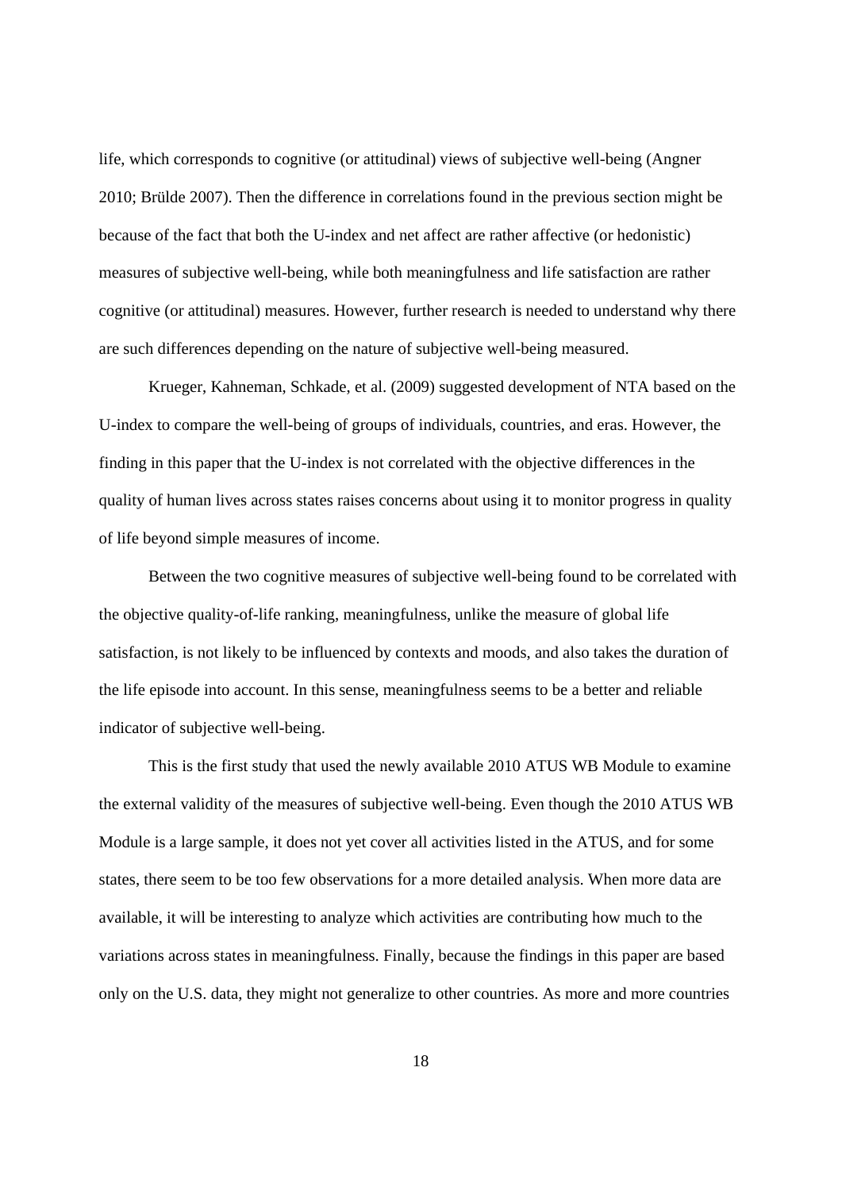life, which corresponds to cognitive (or attitudinal) views of subjective well-being (Angner 2010; Brülde 2007). Then the difference in correlations found in the previous section might be because of the fact that both the U-index and net affect are rather affective (or hedonistic) measures of subjective well-being, while both meaningfulness and life satisfaction are rather cognitive (or attitudinal) measures. However, further research is needed to understand why there are such differences depending on the nature of subjective well-being measured.

Krueger, Kahneman, Schkade, et al. (2009) suggested development of NTA based on the U-index to compare the well-being of groups of individuals, countries, and eras. However, the finding in this paper that the U-index is not correlated with the objective differences in the quality of human lives across states raises concerns about using it to monitor progress in quality of life beyond simple measures of income.

Between the two cognitive measures of subjective well-being found to be correlated with the objective quality-of-life ranking, meaningfulness, unlike the measure of global life satisfaction, is not likely to be influenced by contexts and moods, and also takes the duration of the life episode into account. In this sense, meaningfulness seems to be a better and reliable indicator of subjective well-being.

This is the first study that used the newly available 2010 ATUS WB Module to examine the external validity of the measures of subjective well-being. Even though the 2010 ATUS WB Module is a large sample, it does not yet cover all activities listed in the ATUS, and for some states, there seem to be too few observations for a more detailed analysis. When more data are available, it will be interesting to analyze which activities are contributing how much to the variations across states in meaningfulness. Finally, because the findings in this paper are based only on the U.S. data, they might not generalize to other countries. As more and more countries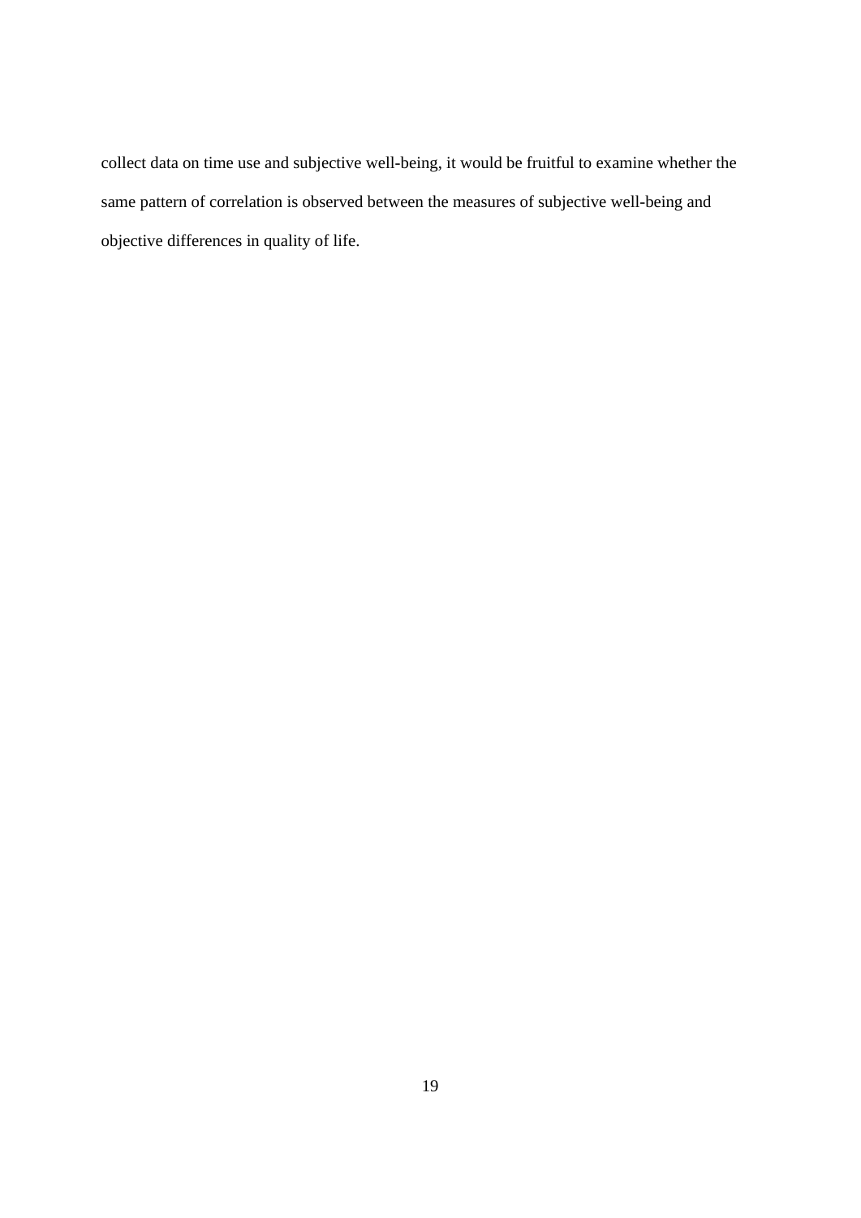collect data on time use and subjective well-being, it would be fruitful to examine whether the same pattern of correlation is observed between the measures of subjective well-being and objective differences in quality of life.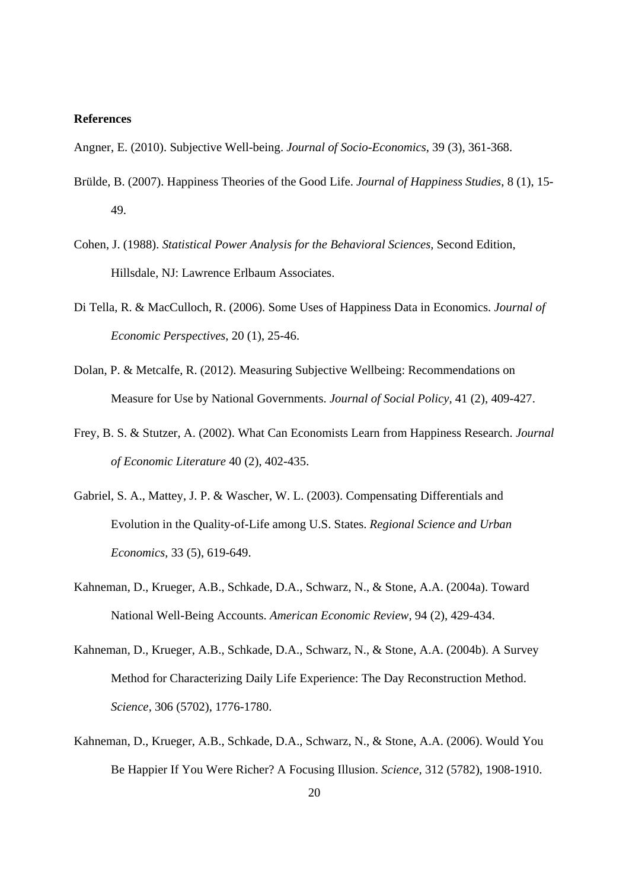**References**

Angner, E. (2010). Subjective Well-being. *Journal of Socio-Economics*, 39 (3), 361-368.

Brülde, B. (2007). Happiness Theories of the Good Life. *Journal of Happiness Studies*, 8 (1), 15-49.

Cohen, J. (1988). *Statistical Power Analysis for the Behavioral Sciences*, Second Edition, Hillsdale, NJ: Lawrence Erlbaum Associates.

Di Tella, R. & MacCulloch, R. (2006). Some Uses of Happiness Data in Economics. *Journal of Economic Perspectives*, 20 (1), 25-46.

Dolan, P. & Metcalfe, R. (2012). Measuring Subjective Wellbeing: Recommendations on Measure for Use by National Governments. *Journal of Social Policy*, 41 (2), 409-427.

Frey, B. S. & Stutzer, A. (2002). What Can Economists Learn from Happiness Research. *Journal of Economic Literature* 40 (2), 402-435.

Gabriel, S. A., Mattey, J. P. & Wascher, W. L. (2003). Compensating Differentials and Evolution in the Quality-of-Life among U.S. States. *Regional Science and Urban Economics*, 33 (5), 619-649.

Kahneman, D., Krueger, A.B., Schkade, D.A., Schwarz, N., & Stone, A.A. (2004a). Toward National Well-Being Accounts. *American Economic Review*, 94 (2), 429-434.

Kahneman, D., Krueger, A.B., Schkade, D.A., Schwarz, N., & Stone, A.A. (2004b). A Survey Method for Characterizing Daily Life Experience: The Day Reconstruction Method. *Science*, 306 (5702), 1776-1780.

Kahneman, D., Krueger, A.B., Schkade, D.A., Schwarz, N., & Stone, A.A. (2006). Would You Be Happier If You Were Richer? A Focusing Illusion. *Science*, 312 (5782), 1908-1910.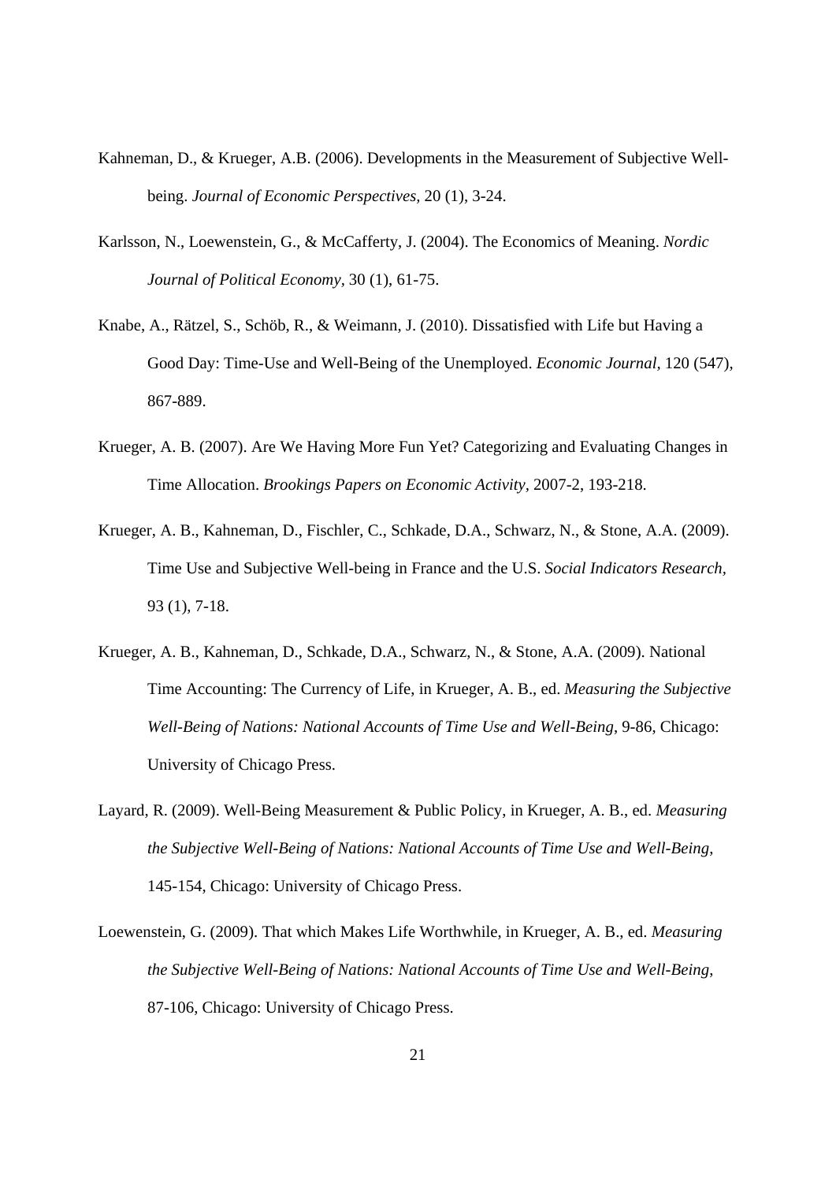Kahneman, D., & Krueger, A.B. (2006). Developments in the Measurement of Subjective Well-being. *Journal of Economic Perspectives*, 20 (1), 3-24.

Karlsson, N., Loewenstein, G., & McCafferty, J. (2004). The Economics of Meaning. *Nordic Journal of Political Economy*, 30 (1), 61-75.

Knabe, A., Rätzel, S., Schöb, R., & Weimann, J. (2010). Dissatisfied with Life but Having a Good Day: Time-Use and Well-Being of the Unemployed. *Economic Journal*, 120 (547), 867-889.

Krueger, A. B. (2007). Are We Having More Fun Yet? Categorizing and Evaluating Changes in Time Allocation. *Brookings Papers on Economic Activity*, 2007-2, 193-218.

Krueger, A. B., Kahneman, D., Fischler, C., Schkade, D.A., Schwarz, N., & Stone, A.A. (2009). Time Use and Subjective Well-being in France and the U.S. *Social Indicators Research*, 93 (1), 7-18.

Krueger, A. B., Kahneman, D., Schkade, D.A., Schwarz, N., & Stone, A.A. (2009). National Time Accounting: The Currency of Life, in Krueger, A. B., ed. *Measuring the Subjective Well-Being of Nations: National Accounts of Time Use and Well-Being*, 9-86, Chicago: University of Chicago Press.

Layard, R. (2009). Well-Being Measurement & Public Policy, in Krueger, A. B., ed. *Measuring the Subjective Well-Being of Nations: National Accounts of Time Use and Well-Being*, 145-154, Chicago: University of Chicago Press.

Loewenstein, G. (2009). That which Makes Life Worthwhile, in Krueger, A. B., ed. *Measuring the Subjective Well-Being of Nations: National Accounts of Time Use and Well-Being*, 87-106, Chicago: University of Chicago Press.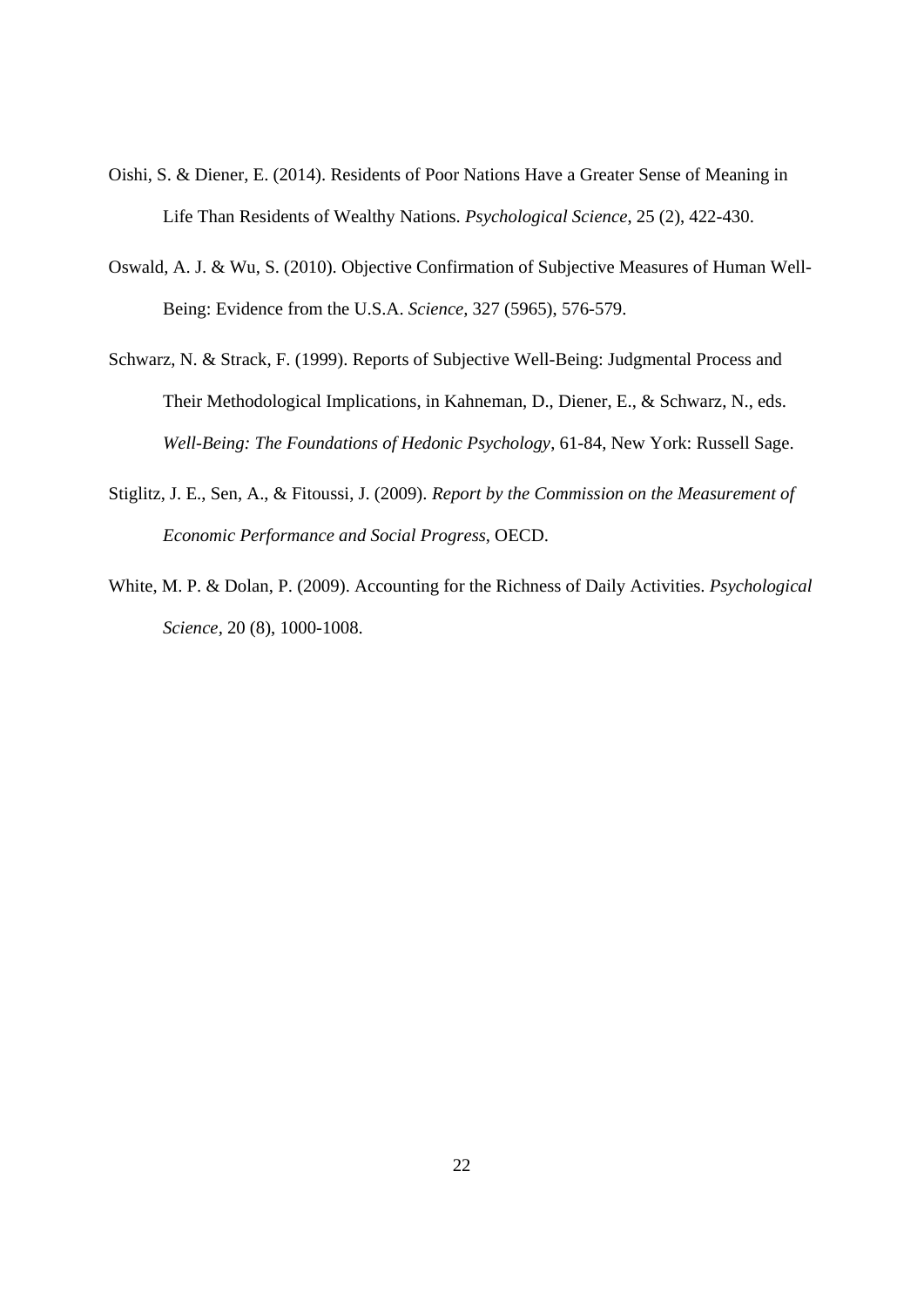Oishi, S. & Diener, E. (2014). Residents of Poor Nations Have a Greater Sense of Meaning in Life Than Residents of Wealthy Nations. *Psychological Science*, 25 (2), 422-430.

Oswald, A. J. & Wu, S. (2010). Objective Confirmation of Subjective Measures of Human Well-Being: Evidence from the U.S.A. *Science*, 327 (5965), 576-579.

Schwarz, N. & Strack, F. (1999). Reports of Subjective Well-Being: Judgmental Process and Their Methodological Implications, in Kahneman, D., Diener, E., & Schwarz, N., eds. *Well-Being: The Foundations of Hedonic Psychology*, 61-84, New York: Russell Sage.

Stiglitz, J. E., Sen, A., & Fitoussi, J. (2009). *Report by the Commission on the Measurement of Economic Performance and Social Progress*, OECD.

White, M. P. & Dolan, P. (2009). Accounting for the Richness of Daily Activities. *Psychological Science*, 20 (8), 1000-1008.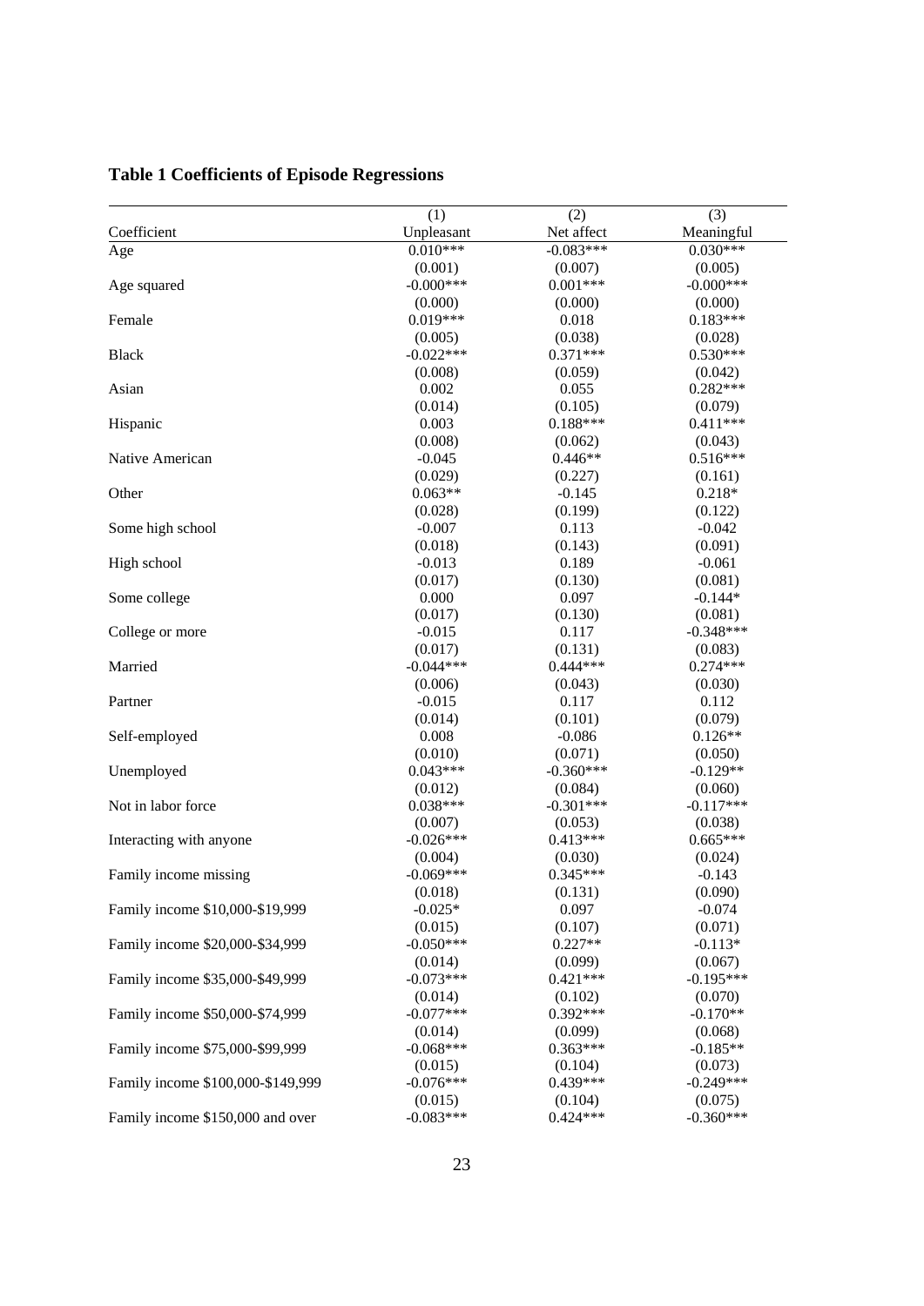**Table 1 Coefficients of Episode Regressions**

| Coefficient | (1) Unpleasant | (2) Net affect | (3) Meaningful |
|---|---|---|---|
| Age | 0.010*** | -0.083*** | 0.030*** |
| | (0.001) | (0.007) | (0.005) |
| Age squared | -0.000*** | 0.001*** | -0.000*** |
| | (0.000) | (0.000) | (0.000) |
| Female | 0.019*** | 0.018 | 0.183*** |
| | (0.005) | (0.038) | (0.028) |
| Black | -0.022*** | 0.371*** | 0.530*** |
| | (0.008) | (0.059) | (0.042) |
| Asian | 0.002 | 0.055 | 0.282*** |
| | (0.014) | (0.105) | (0.079) |
| Hispanic | 0.003 | 0.188*** | 0.411*** |
| | (0.008) | (0.062) | (0.043) |
| Native American | -0.045 | 0.446** | 0.516*** |
| | (0.029) | (0.227) | (0.161) |
| Other | 0.063** | -0.145 | 0.218* |
| | (0.028) | (0.199) | (0.122) |
| Some high school | -0.007 | 0.113 | -0.042 |
| | (0.018) | (0.143) | (0.091) |
| High school | -0.013 | 0.189 | -0.061 |
| | (0.017) | (0.130) | (0.081) |
| Some college | 0.000 | 0.097 | -0.144* |
| | (0.017) | (0.130) | (0.081) |
| College or more | -0.015 | 0.117 | -0.348*** |
| | (0.017) | (0.131) | (0.083) |
| Married | -0.044*** | 0.444*** | 0.274*** |
| | (0.006) | (0.043) | (0.030) |
| Partner | -0.015 | 0.117 | 0.112 |
| | (0.014) | (0.101) | (0.079) |
| Self-employed | 0.008 | -0.086 | 0.126** |
| | (0.010) | (0.071) | (0.050) |
| Unemployed | 0.043*** | -0.360*** | -0.129** |
| | (0.012) | (0.084) | (0.060) |
| Not in labor force | 0.038*** | -0.301*** | -0.117*** |
| | (0.007) | (0.053) | (0.038) |
| Interacting with anyone | -0.026*** | 0.413*** | 0.665*** |
| | (0.004) | (0.030) | (0.024) |
| Family income missing | -0.069*** | 0.345*** | -0.143 |
| | (0.018) | (0.131) | (0.090) |
| Family income $10,000-$19,999 | -0.025* | 0.097 | -0.074 |
| | (0.015) | (0.107) | (0.071) |
| Family income $20,000-$34,999 | -0.050*** | 0.227** | -0.113* |
| | (0.014) | (0.099) | (0.067) |
| Family income $35,000-$49,999 | -0.073*** | 0.421*** | -0.195*** |
| | (0.014) | (0.102) | (0.070) |
| Family income $50,000-$74,999 | -0.077*** | 0.392*** | -0.170** |
| | (0.014) | (0.099) | (0.068) |
| Family income $75,000-$99,999 | -0.068*** | 0.363*** | -0.185** |
| | (0.015) | (0.104) | (0.073) |
| Family income $100,000-$149,999 | -0.076*** | 0.439*** | -0.249*** |
| | (0.015) | (0.104) | (0.075) |
| Family income $150,000 and over | -0.083*** | 0.424*** | -0.360*** |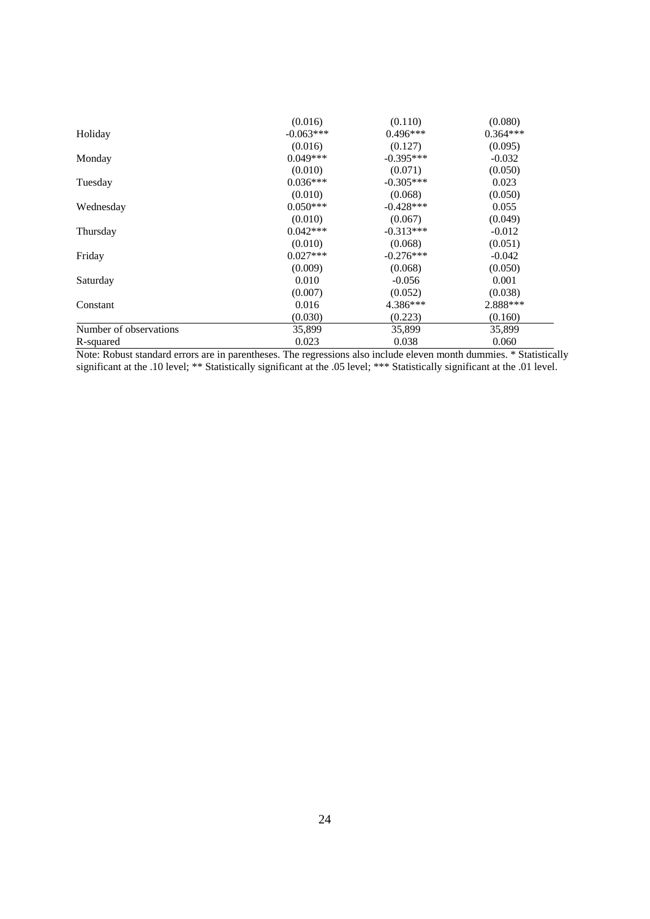| | | | |
|---|---|---|---|
| | (0.016) | (0.110) | (0.080) |
| Holiday | -0.063*** | 0.496*** | 0.364*** |
| | (0.016) | (0.127) | (0.095) |
| Monday | 0.049*** | -0.395*** | -0.032 |
| | (0.010) | (0.071) | (0.050) |
| Tuesday | 0.036*** | -0.305*** | 0.023 |
| | (0.010) | (0.068) | (0.050) |
| Wednesday | 0.050*** | -0.428*** | 0.055 |
| | (0.010) | (0.067) | (0.049) |
| Thursday | 0.042*** | -0.313*** | -0.012 |
| | (0.010) | (0.068) | (0.051) |
| Friday | 0.027*** | -0.276*** | -0.042 |
| | (0.009) | (0.068) | (0.050) |
| Saturday | 0.010 | -0.056 | 0.001 |
| | (0.007) | (0.052) | (0.038) |
| Constant | 0.016 | 4.386*** | 2.888*** |
| | (0.030) | (0.223) | (0.160) |
| Number of observations | 35,899 | 35,899 | 35,899 |
| R-squared | 0.023 | 0.038 | 0.060 |

Note: Robust standard errors are in parentheses. The regressions also include eleven month dummies. * Statistically significant at the .10 level; ** Statistically significant at the .05 level; *** Statistically significant at the .01 level.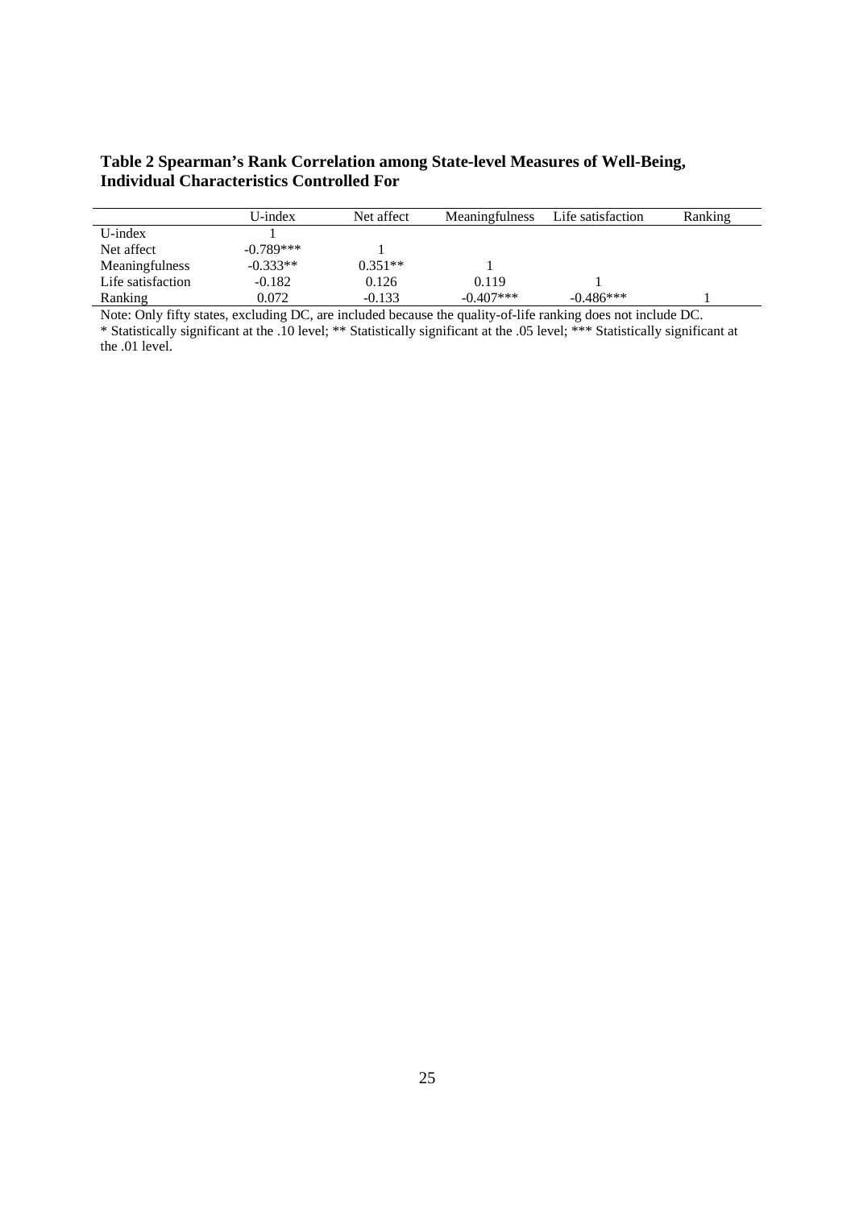**Table 2 Spearman's Rank Correlation among State-level Measures of Well-Being, Individual Characteristics Controlled For**

| | U-index | Net affect | Meaningfulness | Life satisfaction | Ranking |
|---|---|---|---|---|---|
| U-index | 1 | | | | |
| Net affect | -0.789*** | 1 | | | |
| Meaningfulness | -0.333** | 0.351** | 1 | | |
| Life satisfaction | -0.182 | 0.126 | 0.119 | 1 | |
| Ranking | 0.072 | -0.133 | -0.407*** | -0.486*** | 1 |

Note: Only fifty states, excluding DC, are included because the quality-of-life ranking does not include DC.
* Statistically significant at the .10 level; ** Statistically significant at the .05 level; *** Statistically significant at the .01 level.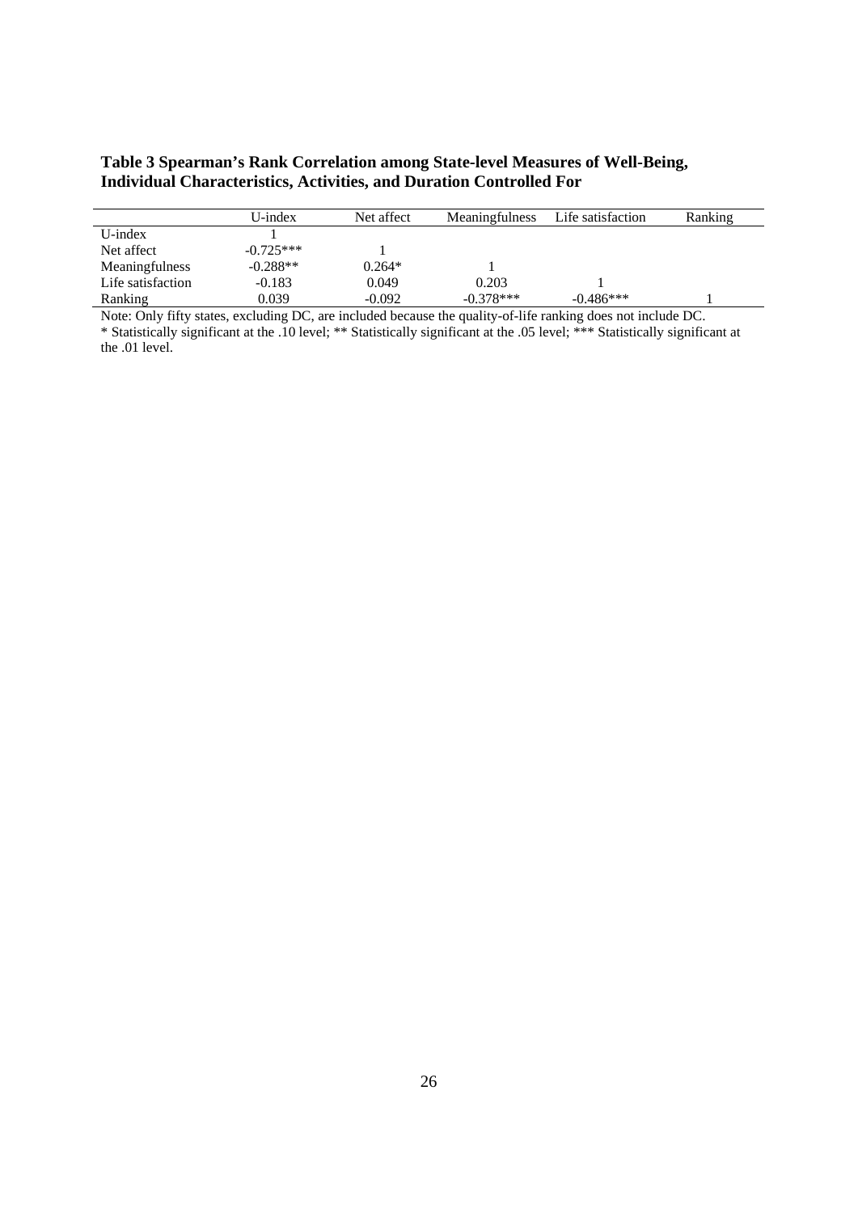**Table 3 Spearman's Rank Correlation among State-level Measures of Well-Being, Individual Characteristics, Activities, and Duration Controlled For**

| | U-index | Net affect | Meaningfulness | Life satisfaction | Ranking |
|---|---|---|---|---|---|
| U-index | 1 | | | | |
| Net affect | -0.725*** | 1 | | | |
| Meaningfulness | -0.288** | 0.264* | 1 | | |
| Life satisfaction | -0.183 | 0.049 | 0.203 | 1 | |
| Ranking | 0.039 | -0.092 | -0.378*** | -0.486*** | 1 |

Note: Only fifty states, excluding DC, are included because the quality-of-life ranking does not include DC.
* Statistically significant at the .10 level; ** Statistically significant at the .05 level; *** Statistically significant at the .01 level.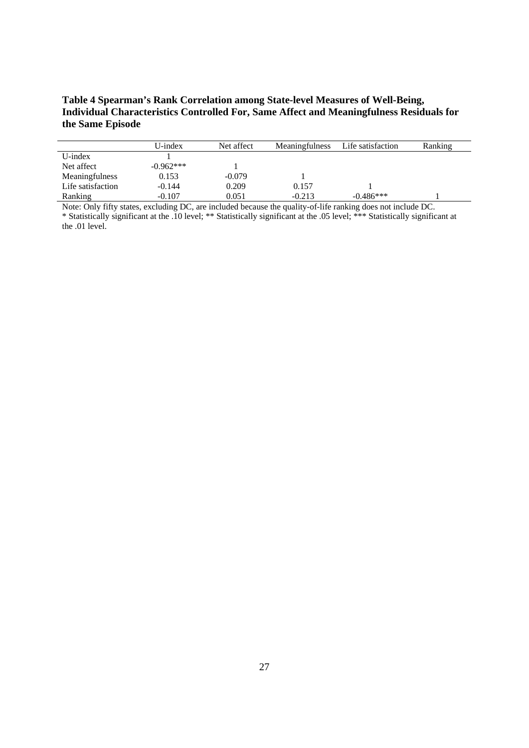**Table 4 Spearman's Rank Correlation among State-level Measures of Well-Being, Individual Characteristics Controlled For, Same Affect and Meaningfulness Residuals for the Same Episode**

| | U-index | Net affect | Meaningfulness | Life satisfaction | Ranking |
|---|---|---|---|---|---|
| U-index | 1 | | | | |
| Net affect | -0.962*** | 1 | | | |
| Meaningfulness | 0.153 | -0.079 | 1 | | |
| Life satisfaction | -0.144 | 0.209 | 0.157 | 1 | |
| Ranking | -0.107 | 0.051 | -0.213 | -0.486*** | 1 |

Note: Only fifty states, excluding DC, are included because the quality-of-life ranking does not include DC.
* Statistically significant at the .10 level; ** Statistically significant at the .05 level; *** Statistically significant at the .01 level.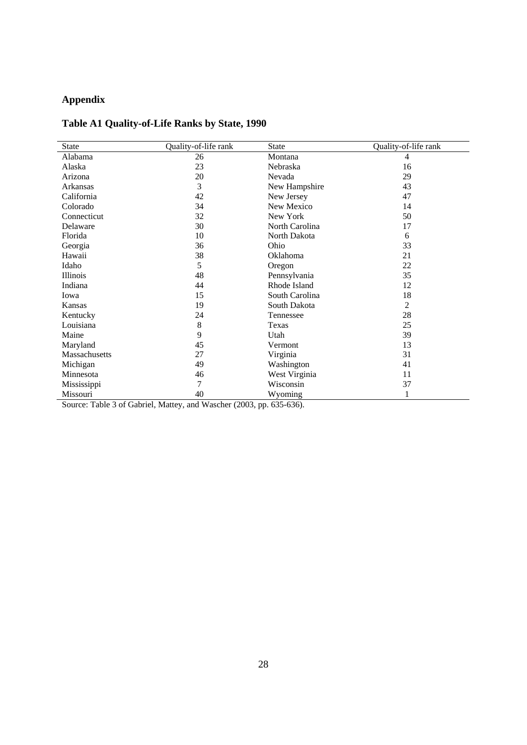# Appendix

## Table A1 Quality-of-Life Ranks by State, 1990

| State | Quality-of-life rank | State | Quality-of-life rank |
|---|---|---|---|
| Alabama | 26 | Montana | 4 |
| Alaska | 23 | Nebraska | 16 |
| Arizona | 20 | Nevada | 29 |
| Arkansas | 3 | New Hampshire | 43 |
| California | 42 | New Jersey | 47 |
| Colorado | 34 | New Mexico | 14 |
| Connecticut | 32 | New York | 50 |
| Delaware | 30 | North Carolina | 17 |
| Florida | 10 | North Dakota | 6 |
| Georgia | 36 | Ohio | 33 |
| Hawaii | 38 | Oklahoma | 21 |
| Idaho | 5 | Oregon | 22 |
| Illinois | 48 | Pennsylvania | 35 |
| Indiana | 44 | Rhode Island | 12 |
| Iowa | 15 | South Carolina | 18 |
| Kansas | 19 | South Dakota | 2 |
| Kentucky | 24 | Tennessee | 28 |
| Louisiana | 8 | Texas | 25 |
| Maine | 9 | Utah | 39 |
| Maryland | 45 | Vermont | 13 |
| Massachusetts | 27 | Virginia | 31 |
| Michigan | 49 | Washington | 41 |
| Minnesota | 46 | West Virginia | 11 |
| Mississippi | 7 | Wisconsin | 37 |
| Missouri | 40 | Wyoming | 1 |

Source: Table 3 of Gabriel, Mattey, and Wascher (2003, pp. 635-636).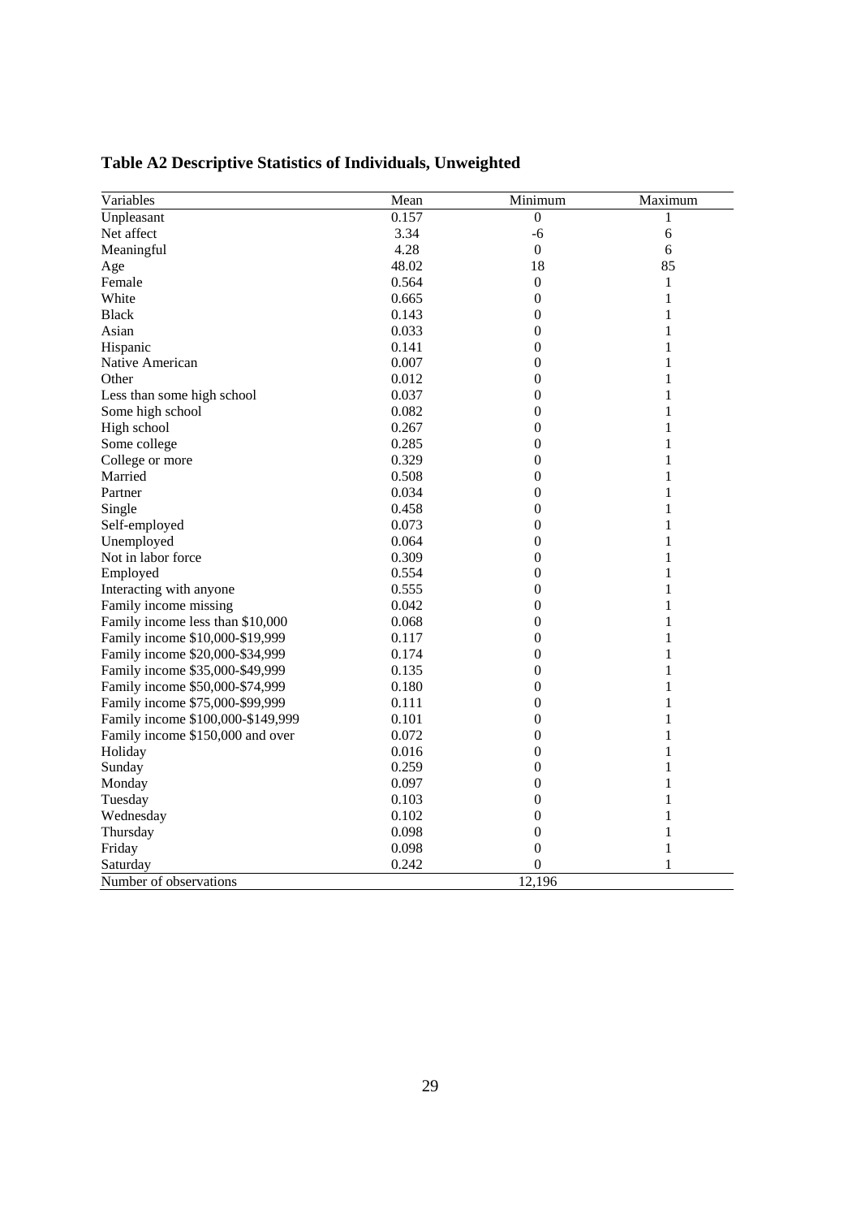## Table A2 Descriptive Statistics of Individuals, Unweighted

| Variables | Mean | Minimum | Maximum |
|---|---|---|---|
| Unpleasant | 0.157 | 0 | 1 |
| Net affect | 3.34 | -6 | 6 |
| Meaningful | 4.28 | 0 | 6 |
| Age | 48.02 | 18 | 85 |
| Female | 0.564 | 0 | 1 |
| White | 0.665 | 0 | 1 |
| Black | 0.143 | 0 | 1 |
| Asian | 0.033 | 0 | 1 |
| Hispanic | 0.141 | 0 | 1 |
| Native American | 0.007 | 0 | 1 |
| Other | 0.012 | 0 | 1 |
| Less than some high school | 0.037 | 0 | 1 |
| Some high school | 0.082 | 0 | 1 |
| High school | 0.267 | 0 | 1 |
| Some college | 0.285 | 0 | 1 |
| College or more | 0.329 | 0 | 1 |
| Married | 0.508 | 0 | 1 |
| Partner | 0.034 | 0 | 1 |
| Single | 0.458 | 0 | 1 |
| Self-employed | 0.073 | 0 | 1 |
| Unemployed | 0.064 | 0 | 1 |
| Not in labor force | 0.309 | 0 | 1 |
| Employed | 0.554 | 0 | 1 |
| Interacting with anyone | 0.555 | 0 | 1 |
| Family income missing | 0.042 | 0 | 1 |
| Family income less than $10,000 | 0.068 | 0 | 1 |
| Family income $10,000-$19,999 | 0.117 | 0 | 1 |
| Family income $20,000-$34,999 | 0.174 | 0 | 1 |
| Family income $35,000-$49,999 | 0.135 | 0 | 1 |
| Family income $50,000-$74,999 | 0.180 | 0 | 1 |
| Family income $75,000-$99,999 | 0.111 | 0 | 1 |
| Family income $100,000-$149,999 | 0.101 | 0 | 1 |
| Family income $150,000 and over | 0.072 | 0 | 1 |
| Holiday | 0.016 | 0 | 1 |
| Sunday | 0.259 | 0 | 1 |
| Monday | 0.097 | 0 | 1 |
| Tuesday | 0.103 | 0 | 1 |
| Wednesday | 0.102 | 0 | 1 |
| Thursday | 0.098 | 0 | 1 |
| Friday | 0.098 | 0 | 1 |
| Saturday | 0.242 | 0 | 1 |
| Number of observations | | 12,196 | |